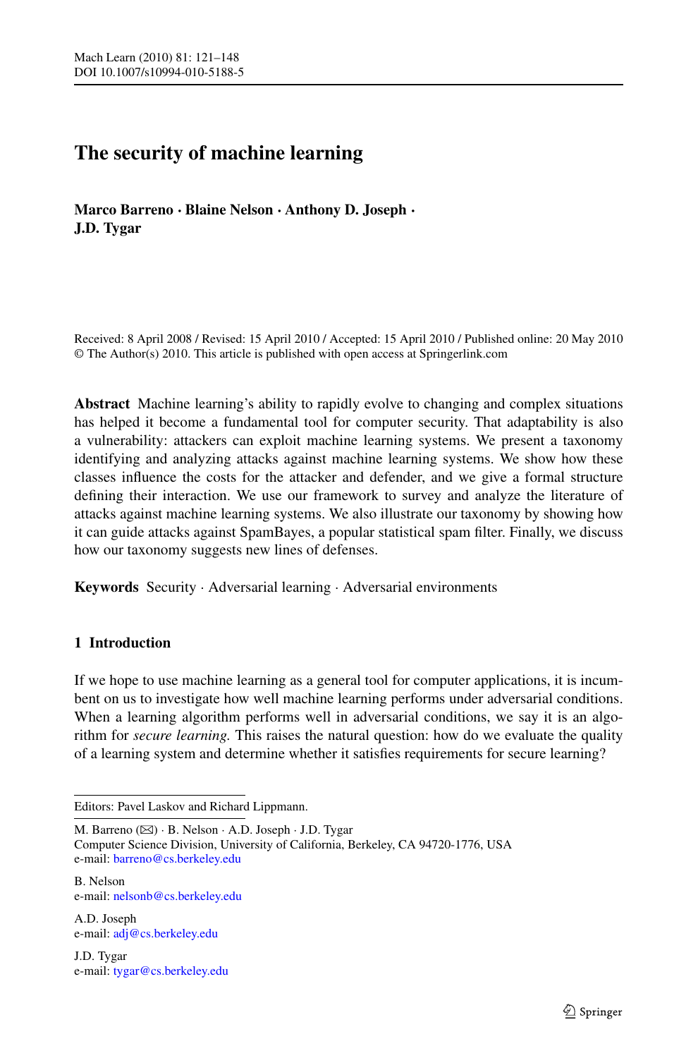# The security of machine learning

**Marco Barreno · Blaine Nelson · Anthony D. Joseph · J.D. Tygar**

Received: 8 April 2008 / Revised: 15 April 2010 / Accepted: 15 April 2010 / Published online: 20 May 2010
© The Author(s) 2010. This article is published with open access at Springerlink.com

**Abstract** Machine learning's ability to rapidly evolve to changing and complex situations has helped it become a fundamental tool for computer security. That adaptability is also a vulnerability: attackers can exploit machine learning systems. We present a taxonomy identifying and analyzing attacks against machine learning systems. We show how these classes influence the costs for the attacker and defender, and we give a formal structure defining their interaction. We use our framework to survey and analyze the literature of attacks against machine learning systems. We also illustrate our taxonomy by showing how it can guide attacks against SpamBayes, a popular statistical spam filter. Finally, we discuss how our taxonomy suggests new lines of defenses.

**Keywords** Security · Adversarial learning · Adversarial environments

## 1 Introduction

If we hope to use machine learning as a general tool for computer applications, it is incumbent on us to investigate how well machine learning performs under adversarial conditions. When a learning algorithm performs well in adversarial conditions, we say it is an algorithm for *secure learning*. This raises the natural question: how do we evaluate the quality of a learning system and determine whether it satisfies requirements for secure learning?

---

Editors: Pavel Laskov and Richard Lippmann.

M. Barreno (✉) · B. Nelson · A.D. Joseph · J.D. Tygar
Computer Science Division, University of California, Berkeley, CA 94720-1776, USA
e-mail: barreno@cs.berkeley.edu

B. Nelson
e-mail: nelsonb@cs.berkeley.edu

A.D. Joseph
e-mail: adj@cs.berkeley.edu

J.D. Tygar
e-mail: tygar@cs.berkeley.edu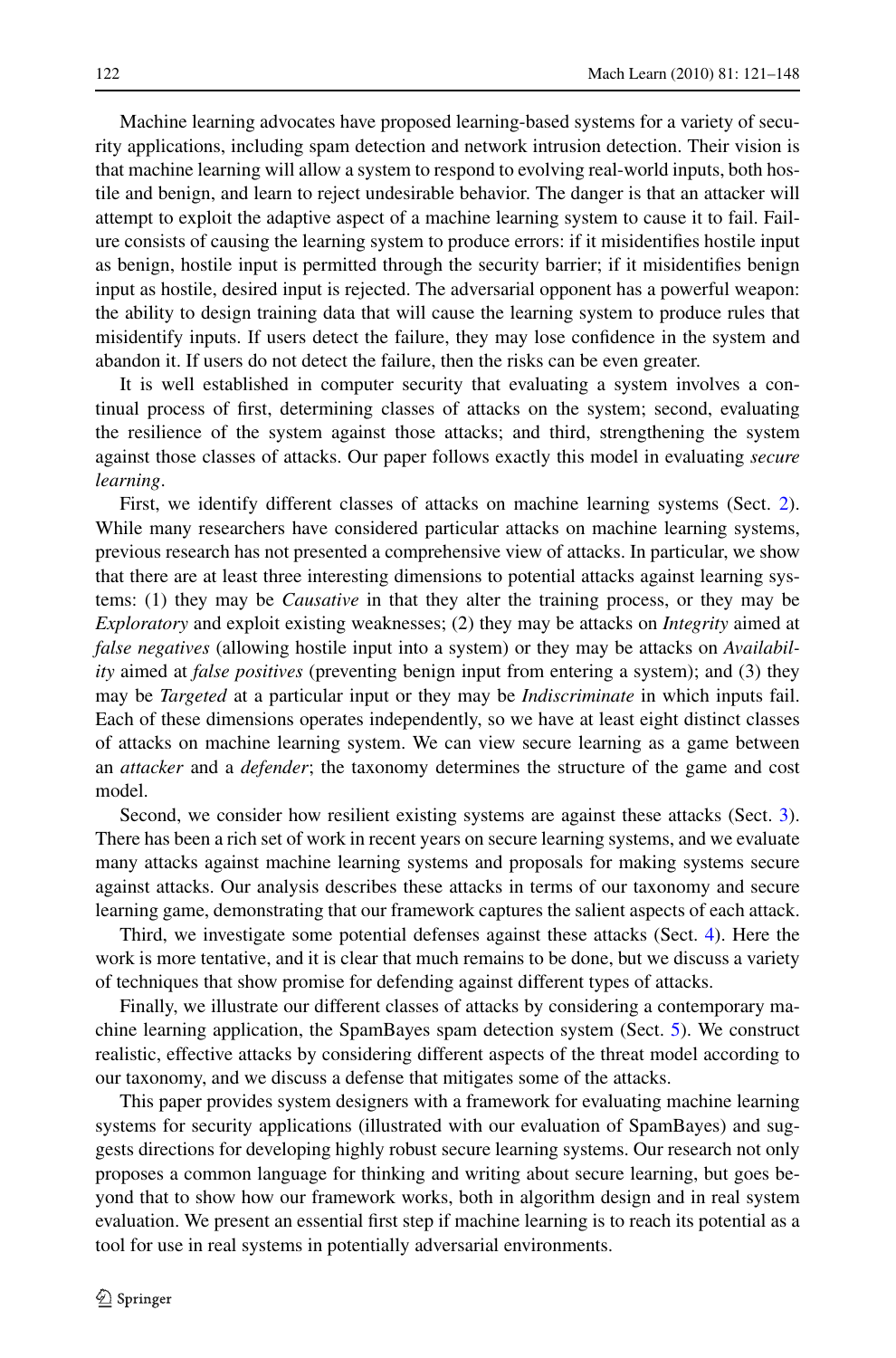Machine learning advocates have proposed learning-based systems for a variety of security applications, including spam detection and network intrusion detection. Their vision is that machine learning will allow a system to respond to evolving real-world inputs, both hostile and benign, and learn to reject undesirable behavior. The danger is that an attacker will attempt to exploit the adaptive aspect of a machine learning system to cause it to fail. Failure consists of causing the learning system to produce errors: if it misidentifies hostile input as benign, hostile input is permitted through the security barrier; if it misidentifies benign input as hostile, desired input is rejected. The adversarial opponent has a powerful weapon: the ability to design training data that will cause the learning system to produce rules that misidentify inputs. If users detect the failure, they may lose confidence in the system and abandon it. If users do not detect the failure, then the risks can be even greater.

It is well established in computer security that evaluating a system involves a continual process of first, determining classes of attacks on the system; second, evaluating the resilience of the system against those attacks; and third, strengthening the system against those classes of attacks. Our paper follows exactly this model in evaluating *secure learning*.

First, we identify different classes of attacks on machine learning systems (Sect. 2). While many researchers have considered particular attacks on machine learning systems, previous research has not presented a comprehensive view of attacks. In particular, we show that there are at least three interesting dimensions to potential attacks against learning systems: (1) they may be *Causative* in that they alter the training process, or they may be *Exploratory* and exploit existing weaknesses; (2) they may be attacks on *Integrity* aimed at *false negatives* (allowing hostile input into a system) or they may be attacks on *Availability* aimed at *false positives* (preventing benign input from entering a system); and (3) they may be *Targeted* at a particular input or they may be *Indiscriminate* in which inputs fail. Each of these dimensions operates independently, so we have at least eight distinct classes of attacks on machine learning system. We can view secure learning as a game between an *attacker* and a *defender*; the taxonomy determines the structure of the game and cost model.

Second, we consider how resilient existing systems are against these attacks (Sect. 3). There has been a rich set of work in recent years on secure learning systems, and we evaluate many attacks against machine learning systems and proposals for making systems secure against attacks. Our analysis describes these attacks in terms of our taxonomy and secure learning game, demonstrating that our framework captures the salient aspects of each attack.

Third, we investigate some potential defenses against these attacks (Sect. 4). Here the work is more tentative, and it is clear that much remains to be done, but we discuss a variety of techniques that show promise for defending against different types of attacks.

Finally, we illustrate our different classes of attacks by considering a contemporary machine learning application, the SpamBayes spam detection system (Sect. 5). We construct realistic, effective attacks by considering different aspects of the threat model according to our taxonomy, and we discuss a defense that mitigates some of the attacks.

This paper provides system designers with a framework for evaluating machine learning systems for security applications (illustrated with our evaluation of SpamBayes) and suggests directions for developing highly robust secure learning systems. Our research not only proposes a common language for thinking and writing about secure learning, but goes beyond that to show how our framework works, both in algorithm design and in real system evaluation. We present an essential first step if machine learning is to reach its potential as a tool for use in real systems in potentially adversarial environments.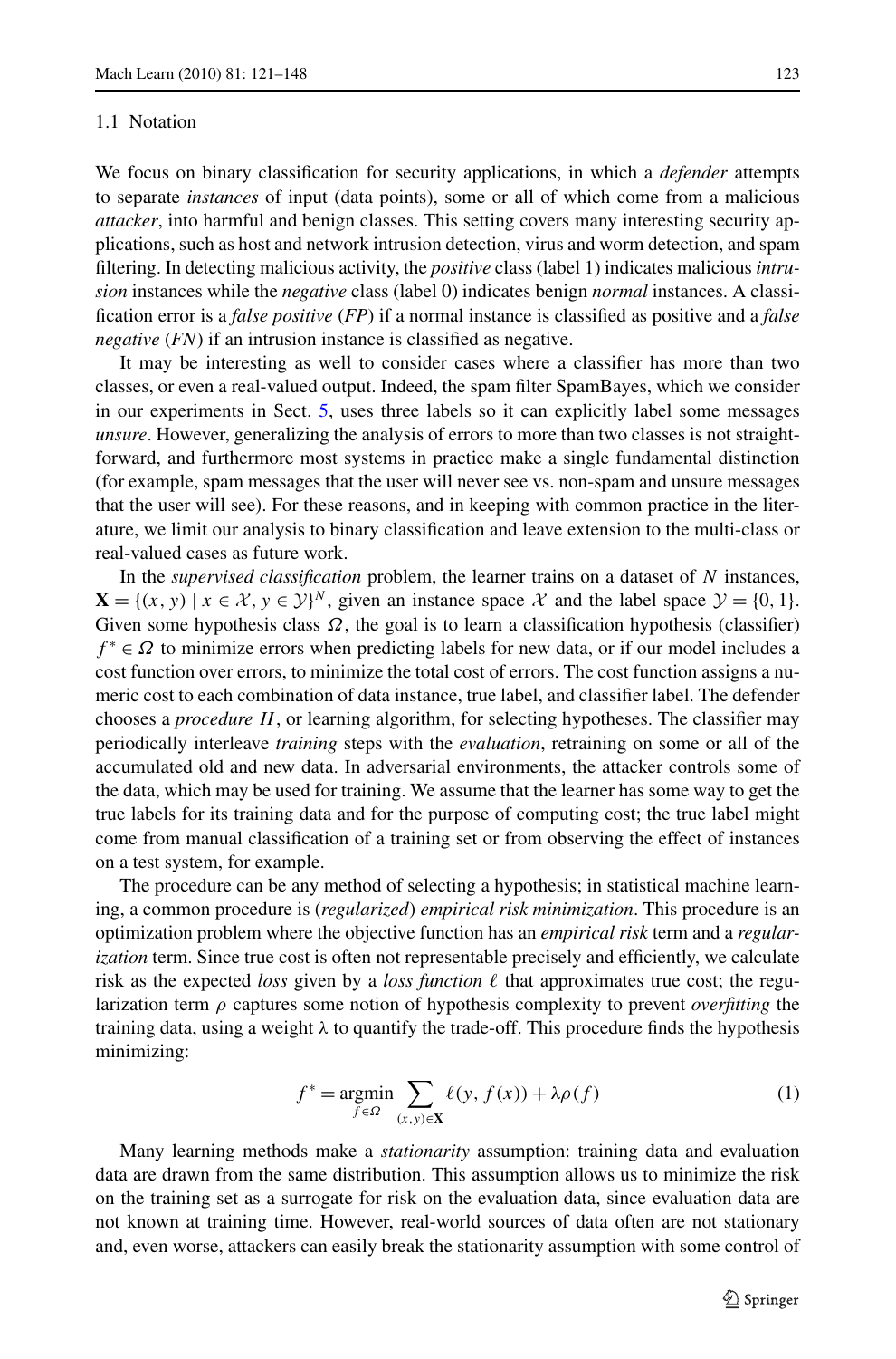### 1.1 Notation

We focus on binary classification for security applications, in which a *defender* attempts to separate *instances* of input (data points), some or all of which come from a malicious *attacker*, into harmful and benign classes. This setting covers many interesting security applications, such as host and network intrusion detection, virus and worm detection, and spam filtering. In detecting malicious activity, the *positive* class (label 1) indicates malicious *intrusion* instances while the *negative* class (label 0) indicates benign *normal* instances. A classification error is a *false positive* (*FP*) if a normal instance is classified as positive and a *false negative* (*FN*) if an intrusion instance is classified as negative.

It may be interesting as well to consider cases where a classifier has more than two classes, or even a real-valued output. Indeed, the spam filter SpamBayes, which we consider in our experiments in Sect. 5, uses three labels so it can explicitly label some messages *unsure*. However, generalizing the analysis of errors to more than two classes is not straightforward, and furthermore most systems in practice make a single fundamental distinction (for example, spam messages that the user will never see vs. non-spam and unsure messages that the user will see). For these reasons, and in keeping with common practice in the literature, we limit our analysis to binary classification and leave extension to the multi-class or real-valued cases as future work.

In the *supervised classification* problem, the learner trains on a dataset of $N$ instances, $\mathbf{X} = \{(x, y) \mid x \in \mathcal{X}, y \in \mathcal{Y}\}^N$, given an instance space $\mathcal{X}$ and the label space $\mathcal{Y} = \{0, 1\}$. Given some hypothesis class $\Omega$, the goal is to learn a classification hypothesis (classifier) $f^* \in \Omega$ to minimize errors when predicting labels for new data, or if our model includes a cost function over errors, to minimize the total cost of errors. The cost function assigns a numeric cost to each combination of data instance, true label, and classifier label. The defender chooses a *procedure* $H$, or learning algorithm, for selecting hypotheses. The classifier may periodically interleave *training* steps with the *evaluation*, retraining on some or all of the accumulated old and new data. In adversarial environments, the attacker controls some of the data, which may be used for training. We assume that the learner has some way to get the true labels for its training data and for the purpose of computing cost; the true label might come from manual classification of a training set or from observing the effect of instances on a test system, for example.

The procedure can be any method of selecting a hypothesis; in statistical machine learning, a common procedure is (*regularized*) *empirical risk minimization*. This procedure is an optimization problem where the objective function has an *empirical risk* term and a *regularization* term. Since true cost is often not representable precisely and efficiently, we calculate risk as the expected *loss* given by a *loss function* $\ell$ that approximates true cost; the regularization term $\rho$ captures some notion of hypothesis complexity to prevent *overfitting* the training data, using a weight $\lambda$ to quantify the trade-off. This procedure finds the hypothesis minimizing:

$$f^* = \operatorname*{argmin}_{f \in \Omega} \sum_{(x,y) \in \mathbf{X}} \ell(y, f(x)) + \lambda \rho(f) \tag{1}$$

Many learning methods make a *stationarity* assumption: training data and evaluation data are drawn from the same distribution. This assumption allows us to minimize the risk on the training set as a surrogate for risk on the evaluation data, since evaluation data are not known at training time. However, real-world sources of data often are not stationary and, even worse, attackers can easily break the stationarity assumption with some control of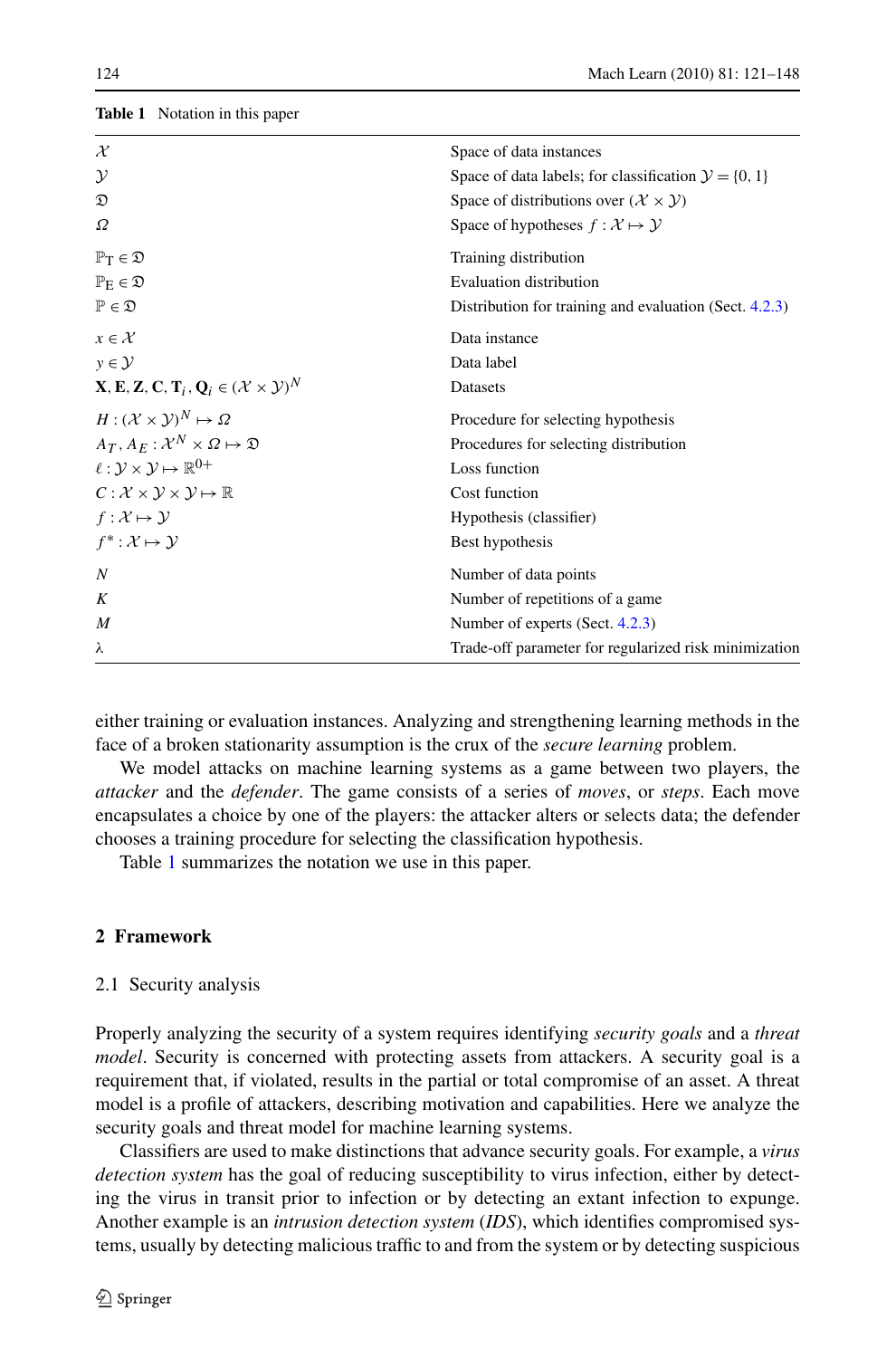**Table 1** Notation in this paper

| | |
|---|---|
| $\mathcal{X}$ | Space of data instances |
| $\mathcal{Y}$ | Space of data labels; for classification $\mathcal{Y} = \{0, 1\}$ |
| $\mathfrak{D}$ | Space of distributions over $(\mathcal{X} \times \mathcal{Y})$ |
| $\Omega$ | Space of hypotheses $f : \mathcal{X} \mapsto \mathcal{Y}$ |
| $\mathbb{P}_T \in \mathfrak{D}$ | Training distribution |
| $\mathbb{P}_E \in \mathfrak{D}$ | Evaluation distribution |
| $\mathbb{P} \in \mathfrak{D}$ | Distribution for training and evaluation (Sect. 4.2.3) |
| $x \in \mathcal{X}$ | Data instance |
| $y \in \mathcal{Y}$ | Data label |
| $\mathbf{X}, \mathbf{E}, \mathbf{Z}, \mathbf{C}, \mathbf{T}_i, \mathbf{Q}_i \in (\mathcal{X} \times \mathcal{Y})^N$ | Datasets |
| $H : (\mathcal{X} \times \mathcal{Y})^N \mapsto \Omega$ | Procedure for selecting hypothesis |
| $A_T, A_E : \mathcal{X}^N \times \Omega \mapsto \mathfrak{D}$ | Procedures for selecting distribution |
| $\ell : \mathcal{Y} \times \mathcal{Y} \mapsto \mathbb{R}^{0+}$ | Loss function |
| $C : \mathcal{X} \times \mathcal{Y} \times \mathcal{Y} \mapsto \mathbb{R}$ | Cost function |
| $f : \mathcal{X} \mapsto \mathcal{Y}$ | Hypothesis (classifier) |
| $f^* : \mathcal{X} \mapsto \mathcal{Y}$ | Best hypothesis |
| $N$ | Number of data points |
| $K$ | Number of repetitions of a game |
| $M$ | Number of experts (Sect. 4.2.3) |
| $\lambda$ | Trade-off parameter for regularized risk minimization |

either training or evaluation instances. Analyzing and strengthening learning methods in the face of a broken stationarity assumption is the crux of the *secure learning* problem.

We model attacks on machine learning systems as a game between two players, the *attacker* and the *defender*. The game consists of a series of *moves*, or *steps*. Each move encapsulates a choice by one of the players: the attacker alters or selects data; the defender chooses a training procedure for selecting the classification hypothesis.

Table 1 summarizes the notation we use in this paper.

## 2 Framework

### 2.1 Security analysis

Properly analyzing the security of a system requires identifying *security goals* and a *threat model*. Security is concerned with protecting assets from attackers. A security goal is a requirement that, if violated, results in the partial or total compromise of an asset. A threat model is a profile of attackers, describing motivation and capabilities. Here we analyze the security goals and threat model for machine learning systems.

Classifiers are used to make distinctions that advance security goals. For example, a *virus detection system* has the goal of reducing susceptibility to virus infection, either by detecting the virus in transit prior to infection or by detecting an extant infection to expunge. Another example is an *intrusion detection system* (*IDS*), which identifies compromised systems, usually by detecting malicious traffic to and from the system or by detecting suspicious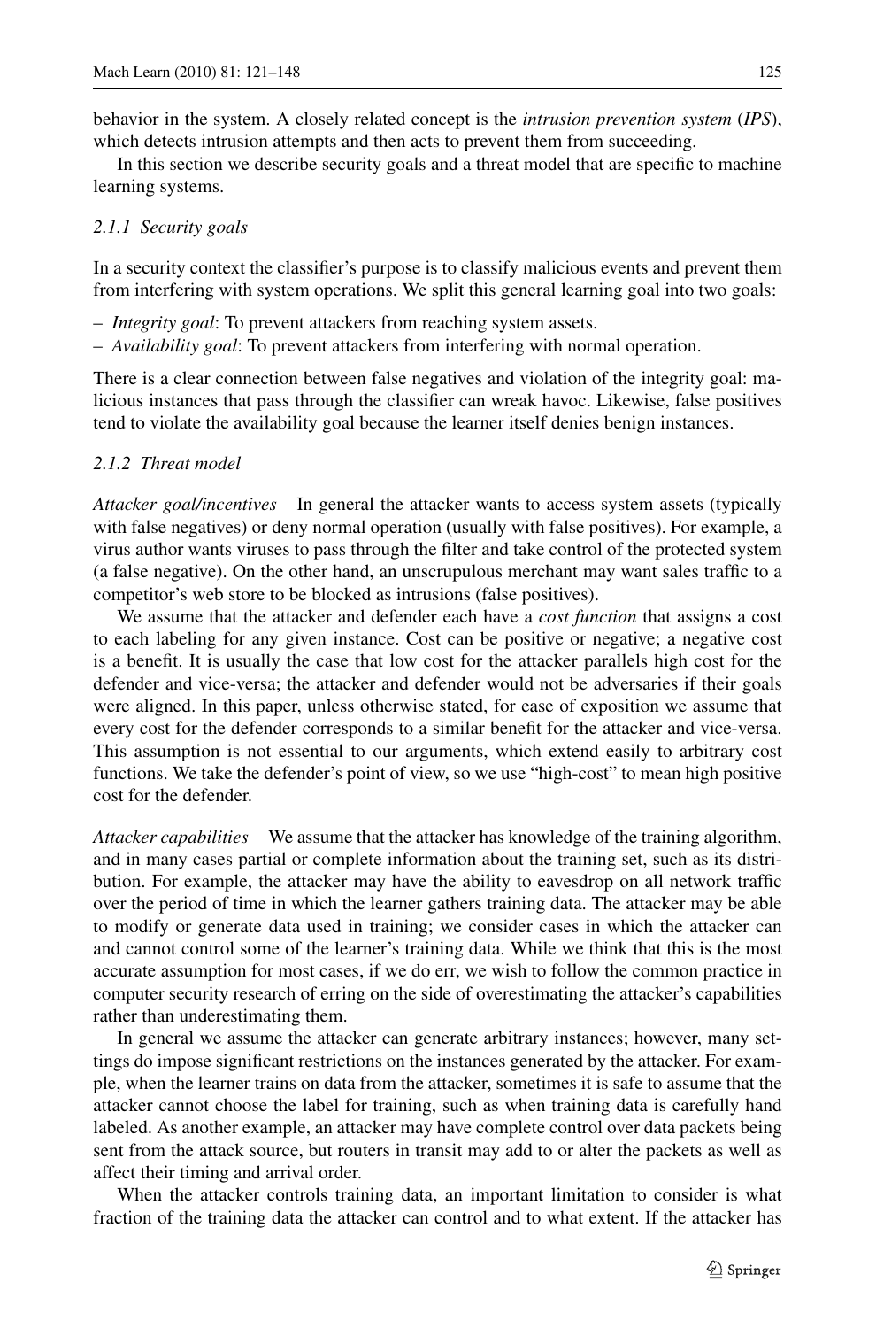behavior in the system. A closely related concept is the *intrusion prevention system* (*IPS*), which detects intrusion attempts and then acts to prevent them from succeeding.

In this section we describe security goals and a threat model that are specific to machine learning systems.

#### 2.1.1 Security goals

In a security context the classifier's purpose is to classify malicious events and prevent them from interfering with system operations. We split this general learning goal into two goals:

- *Integrity goal*: To prevent attackers from reaching system assets.
- *Availability goal*: To prevent attackers from interfering with normal operation.

There is a clear connection between false negatives and violation of the integrity goal: malicious instances that pass through the classifier can wreak havoc. Likewise, false positives tend to violate the availability goal because the learner itself denies benign instances.

#### 2.1.2 Threat model

*Attacker goal/incentives* In general the attacker wants to access system assets (typically with false negatives) or deny normal operation (usually with false positives). For example, a virus author wants viruses to pass through the filter and take control of the protected system (a false negative). On the other hand, an unscrupulous merchant may want sales traffic to a competitor's web store to be blocked as intrusions (false positives).

We assume that the attacker and defender each have a *cost function* that assigns a cost to each labeling for any given instance. Cost can be positive or negative; a negative cost is a benefit. It is usually the case that low cost for the attacker parallels high cost for the defender and vice-versa; the attacker and defender would not be adversaries if their goals were aligned. In this paper, unless otherwise stated, for ease of exposition we assume that every cost for the defender corresponds to a similar benefit for the attacker and vice-versa. This assumption is not essential to our arguments, which extend easily to arbitrary cost functions. We take the defender's point of view, so we use "high-cost" to mean high positive cost for the defender.

*Attacker capabilities* We assume that the attacker has knowledge of the training algorithm, and in many cases partial or complete information about the training set, such as its distribution. For example, the attacker may have the ability to eavesdrop on all network traffic over the period of time in which the learner gathers training data. The attacker may be able to modify or generate data used in training; we consider cases in which the attacker can and cannot control some of the learner's training data. While we think that this is the most accurate assumption for most cases, if we do err, we wish to follow the common practice in computer security research of erring on the side of overestimating the attacker's capabilities rather than underestimating them.

In general we assume the attacker can generate arbitrary instances; however, many settings do impose significant restrictions on the instances generated by the attacker. For example, when the learner trains on data from the attacker, sometimes it is safe to assume that the attacker cannot choose the label for training, such as when training data is carefully hand labeled. As another example, an attacker may have complete control over data packets being sent from the attack source, but routers in transit may add to or alter the packets as well as affect their timing and arrival order.

When the attacker controls training data, an important limitation to consider is what fraction of the training data the attacker can control and to what extent. If the attacker has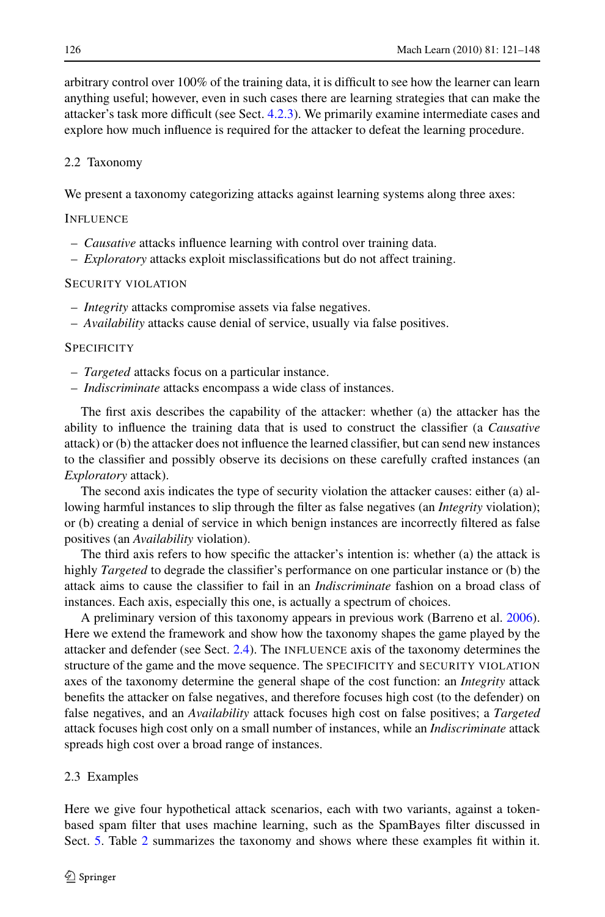arbitrary control over 100% of the training data, it is difficult to see how the learner can learn anything useful; however, even in such cases there are learning strategies that can make the attacker's task more difficult (see Sect. 4.2.3). We primarily examine intermediate cases and explore how much influence is required for the attacker to defeat the learning procedure.

### 2.2 Taxonomy

We present a taxonomy categorizing attacks against learning systems along three axes:

INFLUENCE

- *Causative* attacks influence learning with control over training data.
- *Exploratory* attacks exploit misclassifications but do not affect training.

SECURITY VIOLATION

- *Integrity* attacks compromise assets via false negatives.
- *Availability* attacks cause denial of service, usually via false positives.

SPECIFICITY

- *Targeted* attacks focus on a particular instance.
- *Indiscriminate* attacks encompass a wide class of instances.

The first axis describes the capability of the attacker: whether (a) the attacker has the ability to influence the training data that is used to construct the classifier (a *Causative* attack) or (b) the attacker does not influence the learned classifier, but can send new instances to the classifier and possibly observe its decisions on these carefully crafted instances (an *Exploratory* attack).

The second axis indicates the type of security violation the attacker causes: either (a) allowing harmful instances to slip through the filter as false negatives (an *Integrity* violation); or (b) creating a denial of service in which benign instances are incorrectly filtered as false positives (an *Availability* violation).

The third axis refers to how specific the attacker's intention is: whether (a) the attack is highly *Targeted* to degrade the classifier's performance on one particular instance or (b) the attack aims to cause the classifier to fail in an *Indiscriminate* fashion on a broad class of instances. Each axis, especially this one, is actually a spectrum of choices.

A preliminary version of this taxonomy appears in previous work (Barreno et al. 2006). Here we extend the framework and show how the taxonomy shapes the game played by the attacker and defender (see Sect. 2.4). The INFLUENCE axis of the taxonomy determines the structure of the game and the move sequence. The SPECIFICITY and SECURITY VIOLATION axes of the taxonomy determine the general shape of the cost function: an *Integrity* attack benefits the attacker on false negatives, and therefore focuses high cost (to the defender) on false negatives, and an *Availability* attack focuses high cost on false positives; a *Targeted* attack focuses high cost only on a small number of instances, while an *Indiscriminate* attack spreads high cost over a broad range of instances.

### 2.3 Examples

Here we give four hypothetical attack scenarios, each with two variants, against a token-based spam filter that uses machine learning, such as the SpamBayes filter discussed in Sect. 5. Table 2 summarizes the taxonomy and shows where these examples fit within it.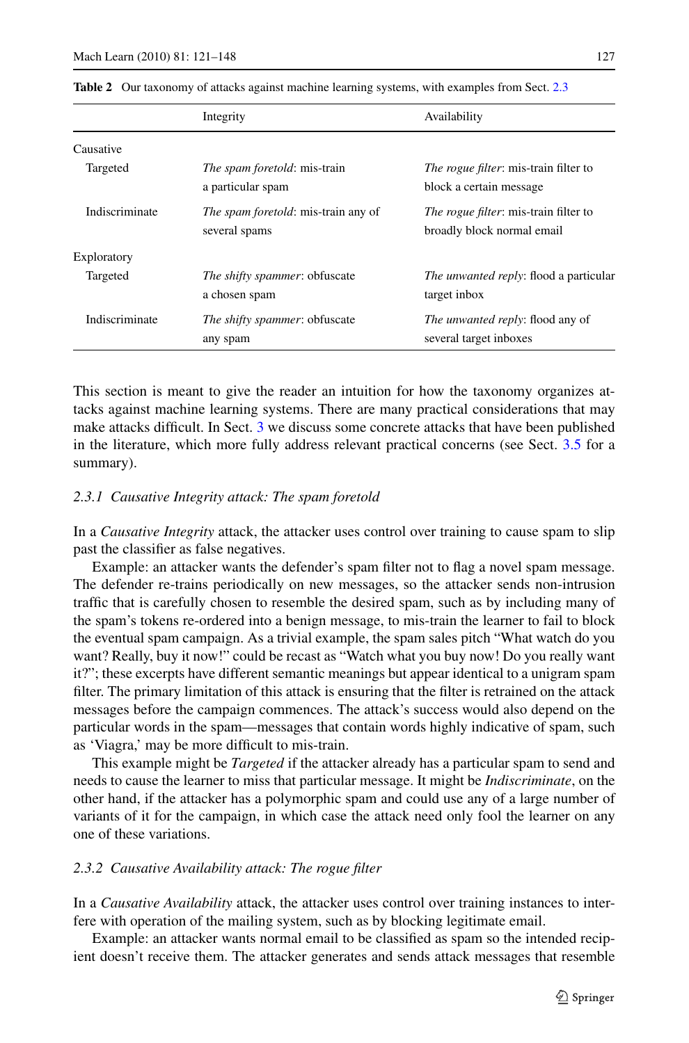**Table 2** Our taxonomy of attacks against machine learning systems, with examples from Sect. 2.3

| | Integrity | Availability |
|---|---|---|
| Causative | | |
| Targeted | *The spam foretold*: mis-train a particular spam | *The rogue filter*: mis-train filter to block a certain message |
| Indiscriminate | *The spam foretold*: mis-train any of several spams | *The rogue filter*: mis-train filter to broadly block normal email |
| Exploratory | | |
| Targeted | *The shifty spammer*: obfuscate a chosen spam | *The unwanted reply*: flood a particular target inbox |
| Indiscriminate | *The shifty spammer*: obfuscate any spam | *The unwanted reply*: flood any of several target inboxes |

This section is meant to give the reader an intuition for how the taxonomy organizes attacks against machine learning systems. There are many practical considerations that may make attacks difficult. In Sect. 3 we discuss some concrete attacks that have been published in the literature, which more fully address relevant practical concerns (see Sect. 3.5 for a summary).

#### 2.3.1 Causative Integrity attack: The spam foretold

In a *Causative Integrity* attack, the attacker uses control over training to cause spam to slip past the classifier as false negatives.

Example: an attacker wants the defender's spam filter not to flag a novel spam message. The defender re-trains periodically on new messages, so the attacker sends non-intrusion traffic that is carefully chosen to resemble the desired spam, such as by including many of the spam's tokens re-ordered into a benign message, to mis-train the learner to fail to block the eventual spam campaign. As a trivial example, the spam sales pitch "What watch do you want? Really, buy it now!" could be recast as "Watch what you buy now! Do you really want it?"; these excerpts have different semantic meanings but appear identical to a unigram spam filter. The primary limitation of this attack is ensuring that the filter is retrained on the attack messages before the campaign commences. The attack's success would also depend on the particular words in the spam—messages that contain words highly indicative of spam, such as 'Viagra,' may be more difficult to mis-train.

This example might be *Targeted* if the attacker already has a particular spam to send and needs to cause the learner to miss that particular message. It might be *Indiscriminate*, on the other hand, if the attacker has a polymorphic spam and could use any of a large number of variants of it for the campaign, in which case the attack need only fool the learner on any one of these variations.

#### 2.3.2 Causative Availability attack: The rogue filter

In a *Causative Availability* attack, the attacker uses control over training instances to interfere with operation of the mailing system, such as by blocking legitimate email.

Example: an attacker wants normal email to be classified as spam so the intended recipient doesn't receive them. The attacker generates and sends attack messages that resemble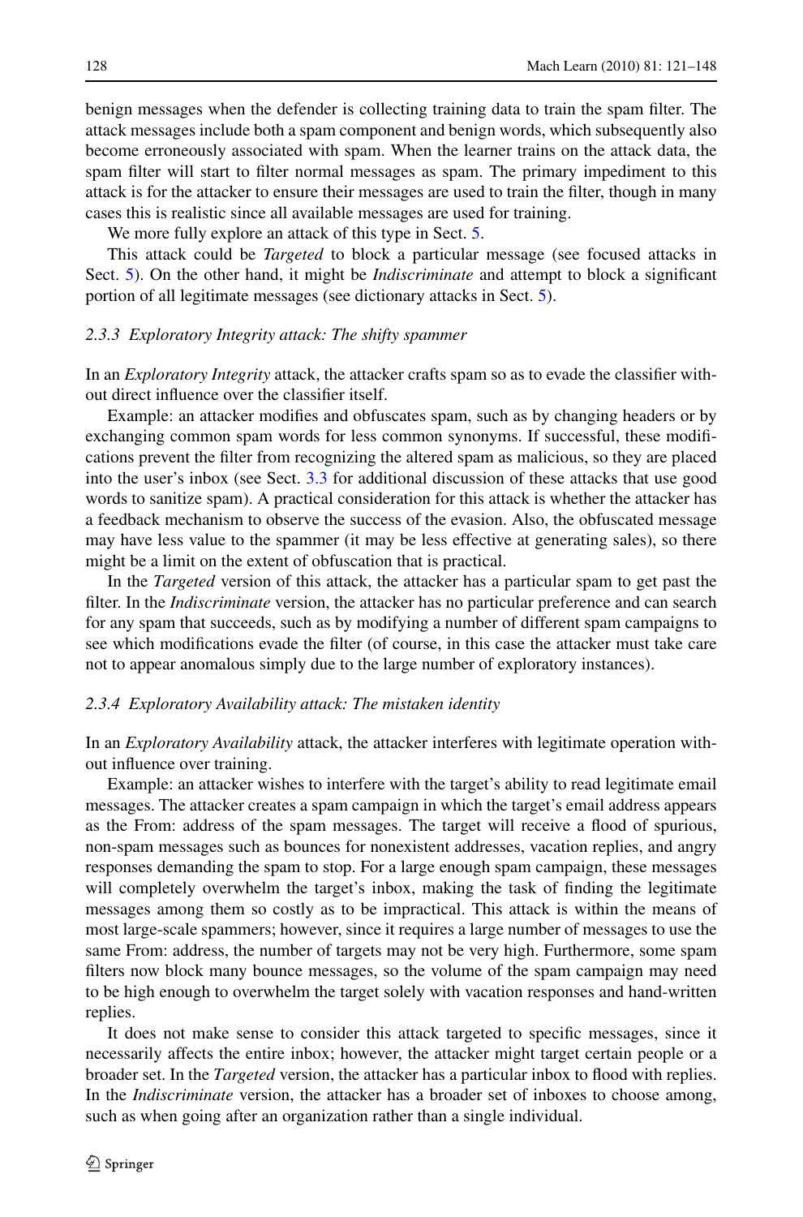benign messages when the defender is collecting training data to train the spam filter. The attack messages include both a spam component and benign words, which subsequently also become erroneously associated with spam. When the learner trains on the attack data, the spam filter will start to filter normal messages as spam. The primary impediment to this attack is for the attacker to ensure their messages are used to train the filter, though in many cases this is realistic since all available messages are used for training.

We more fully explore an attack of this type in Sect. 5.

This attack could be *Targeted* to block a particular message (see focused attacks in Sect. 5). On the other hand, it might be *Indiscriminate* and attempt to block a significant portion of all legitimate messages (see dictionary attacks in Sect. 5).

### *2.3.3 Exploratory Integrity attack: The shifty spammer*

In an *Exploratory Integrity* attack, the attacker crafts spam so as to evade the classifier without direct influence over the classifier itself.

Example: an attacker modifies and obfuscates spam, such as by changing headers or by exchanging common spam words for less common synonyms. If successful, these modifications prevent the filter from recognizing the altered spam as malicious, so they are placed into the user's inbox (see Sect. 3.3 for additional discussion of these attacks that use good words to sanitize spam). A practical consideration for this attack is whether the attacker has a feedback mechanism to observe the success of the evasion. Also, the obfuscated message may have less value to the spammer (it may be less effective at generating sales), so there might be a limit on the extent of obfuscation that is practical.

In the *Targeted* version of this attack, the attacker has a particular spam to get past the filter. In the *Indiscriminate* version, the attacker has no particular preference and can search for any spam that succeeds, such as by modifying a number of different spam campaigns to see which modifications evade the filter (of course, in this case the attacker must take care not to appear anomalous simply due to the large number of exploratory instances).

### *2.3.4 Exploratory Availability attack: The mistaken identity*

In an *Exploratory Availability* attack, the attacker interferes with legitimate operation without influence over training.

Example: an attacker wishes to interfere with the target's ability to read legitimate email messages. The attacker creates a spam campaign in which the target's email address appears as the From: address of the spam messages. The target will receive a flood of spurious, non-spam messages such as bounces for nonexistent addresses, vacation replies, and angry responses demanding the spam to stop. For a large enough spam campaign, these messages will completely overwhelm the target's inbox, making the task of finding the legitimate messages among them so costly as to be impractical. This attack is within the means of most large-scale spammers; however, since it requires a large number of messages to use the same From: address, the number of targets may not be very high. Furthermore, some spam filters now block many bounce messages, so the volume of the spam campaign may need to be high enough to overwhelm the target solely with vacation responses and hand-written replies.

It does not make sense to consider this attack targeted to specific messages, since it necessarily affects the entire inbox; however, the attacker might target certain people or a broader set. In the *Targeted* version, the attacker has a particular inbox to flood with replies. In the *Indiscriminate* version, the attacker has a broader set of inboxes to choose among, such as when going after an organization rather than a single individual.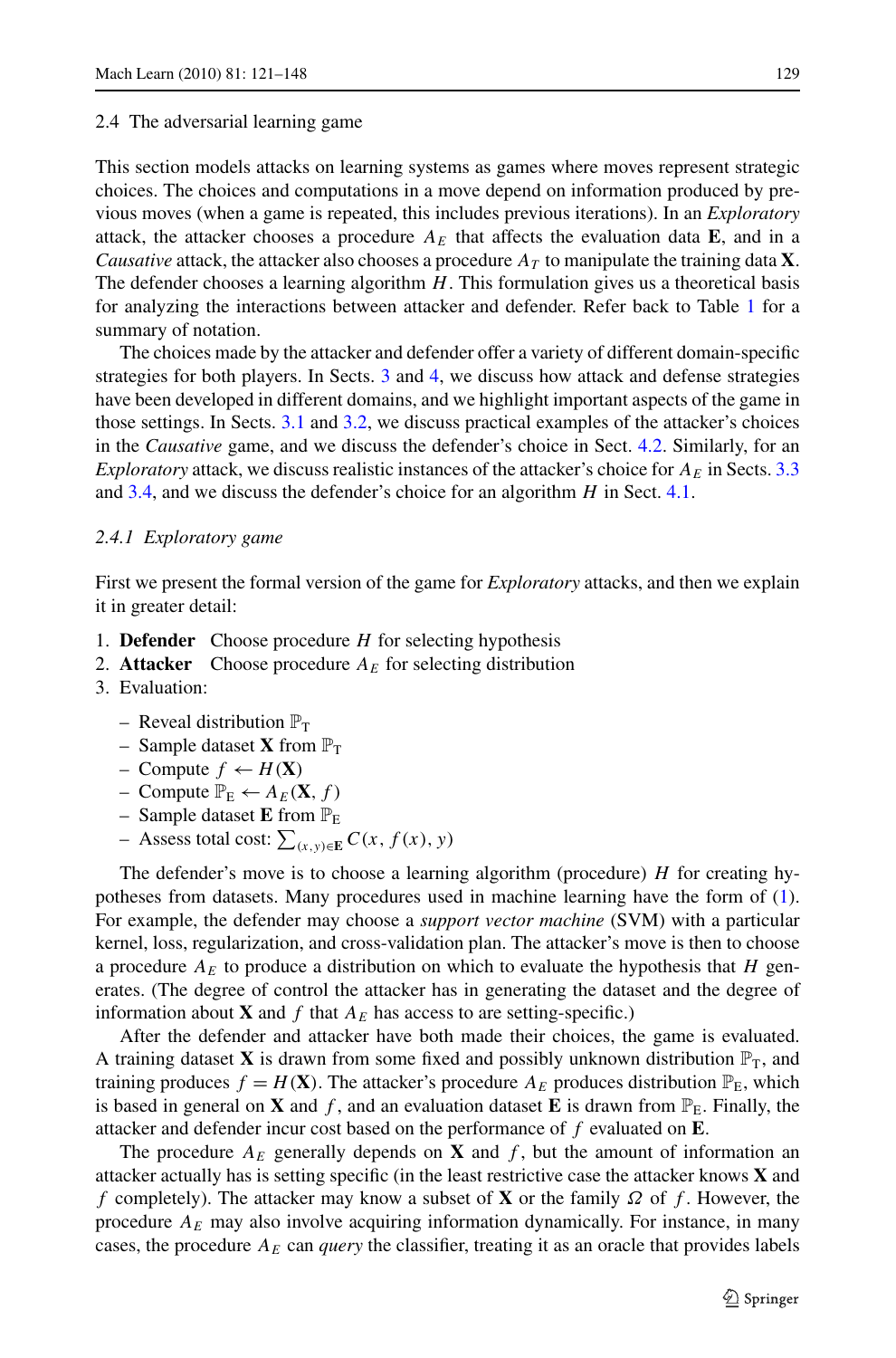### 2.4 The adversarial learning game

This section models attacks on learning systems as games where moves represent strategic choices. The choices and computations in a move depend on information produced by previous moves (when a game is repeated, this includes previous iterations). In an *Exploratory* attack, the attacker chooses a procedure $A_E$ that affects the evaluation data $\mathbf{E}$, and in a *Causative* attack, the attacker also chooses a procedure $A_T$ to manipulate the training data $\mathbf{X}$. The defender chooses a learning algorithm $H$. This formulation gives us a theoretical basis for analyzing the interactions between attacker and defender. Refer back to Table 1 for a summary of notation.

The choices made by the attacker and defender offer a variety of different domain-specific strategies for both players. In Sects. 3 and 4, we discuss how attack and defense strategies have been developed in different domains, and we highlight important aspects of the game in those settings. In Sects. 3.1 and 3.2, we discuss practical examples of the attacker's choices in the *Causative* game, and we discuss the defender's choice in Sect. 4.2. Similarly, for an *Exploratory* attack, we discuss realistic instances of the attacker's choice for $A_E$ in Sects. 3.3 and 3.4, and we discuss the defender's choice for an algorithm $H$ in Sect. 4.1.

#### 2.4.1 Exploratory game

First we present the formal version of the game for *Exploratory* attacks, and then we explain it in greater detail:

1. **Defender** Choose procedure $H$ for selecting hypothesis
2. **Attacker** Choose procedure $A_E$ for selecting distribution
3. Evaluation:
   - Reveal distribution $\mathbb{P}_{\mathrm{T}}$
   - Sample dataset $\mathbf{X}$ from $\mathbb{P}_{\mathrm{T}}$
   - Compute $f \leftarrow H(\mathbf{X})$
   - Compute $\mathbb{P}_{\mathrm{E}} \leftarrow A_E(\mathbf{X}, f)$
   - Sample dataset $\mathbf{E}$ from $\mathbb{P}_{\mathrm{E}}$
   - Assess total cost: $\sum_{(x,y)\in\mathbf{E}} C(x, f(x), y)$

The defender's move is to choose a learning algorithm (procedure) $H$ for creating hypotheses from datasets. Many procedures used in machine learning have the form of (1). For example, the defender may choose a *support vector machine* (SVM) with a particular kernel, loss, regularization, and cross-validation plan. The attacker's move is then to choose a procedure $A_E$ to produce a distribution on which to evaluate the hypothesis that $H$ generates. (The degree of control the attacker has in generating the dataset and the degree of information about $\mathbf{X}$ and $f$ that $A_E$ has access to are setting-specific.)

After the defender and attacker have both made their choices, the game is evaluated. A training dataset $\mathbf{X}$ is drawn from some fixed and possibly unknown distribution $\mathbb{P}_{\mathrm{T}}$, and training produces $f = H(\mathbf{X})$. The attacker's procedure $A_E$ produces distribution $\mathbb{P}_{\mathrm{E}}$, which is based in general on $\mathbf{X}$ and $f$, and an evaluation dataset $\mathbf{E}$ is drawn from $\mathbb{P}_{\mathrm{E}}$. Finally, the attacker and defender incur cost based on the performance of $f$ evaluated on $\mathbf{E}$.

The procedure $A_E$ generally depends on $\mathbf{X}$ and $f$, but the amount of information an attacker actually has is setting specific (in the least restrictive case the attacker knows $\mathbf{X}$ and $f$ completely). The attacker may know a subset of $\mathbf{X}$ or the family $\Omega$ of $f$. However, the procedure $A_E$ may also involve acquiring information dynamically. For instance, in many cases, the procedure $A_E$ can *query* the classifier, treating it as an oracle that provides labels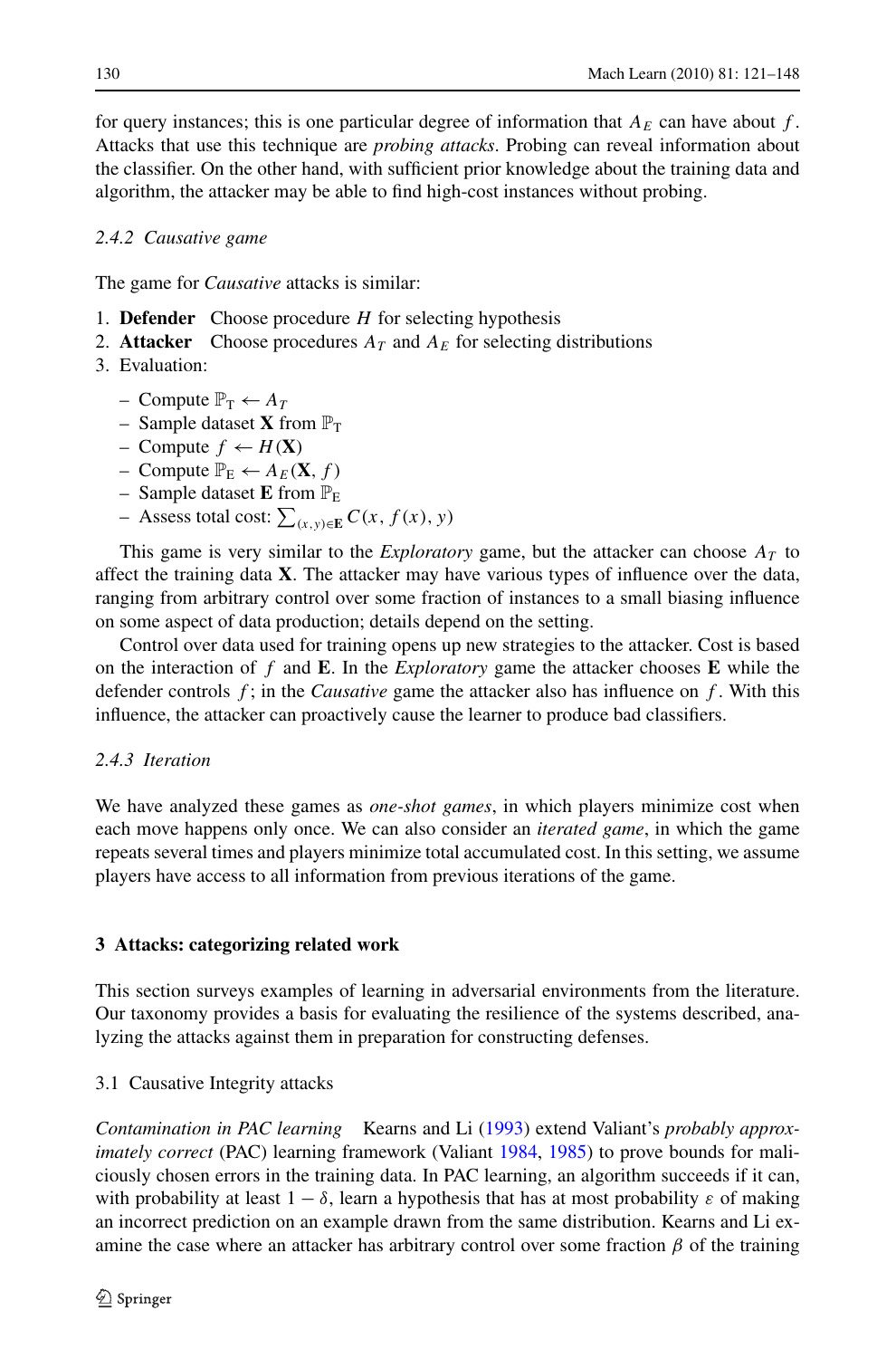for query instances; this is one particular degree of information that $A_E$ can have about $f$. Attacks that use this technique are *probing attacks*. Probing can reveal information about the classifier. On the other hand, with sufficient prior knowledge about the training data and algorithm, the attacker may be able to find high-cost instances without probing.

#### 2.4.2 Causative game

The game for *Causative* attacks is similar:

1. **Defender** Choose procedure $H$ for selecting hypothesis
2. **Attacker** Choose procedures $A_T$ and $A_E$ for selecting distributions
3. Evaluation:
   - Compute $\mathbb{P}_\text{T} \leftarrow A_T$
   - Sample dataset $\mathbf{X}$ from $\mathbb{P}_\text{T}$
   - Compute $f \leftarrow H(\mathbf{X})$
   - Compute $\mathbb{P}_\text{E} \leftarrow A_E(\mathbf{X}, f)$
   - Sample dataset $\mathbf{E}$ from $\mathbb{P}_\text{E}$
   - Assess total cost: $\sum_{(x,y)\in\mathbf{E}} C(x, f(x), y)$

This game is very similar to the *Exploratory* game, but the attacker can choose $A_T$ to affect the training data $\mathbf{X}$. The attacker may have various types of influence over the data, ranging from arbitrary control over some fraction of instances to a small biasing influence on some aspect of data production; details depend on the setting.

Control over data used for training opens up new strategies to the attacker. Cost is based on the interaction of $f$ and $\mathbf{E}$. In the *Exploratory* game the attacker chooses $\mathbf{E}$ while the defender controls $f$; in the *Causative* game the attacker also has influence on $f$. With this influence, the attacker can proactively cause the learner to produce bad classifiers.

#### 2.4.3 Iteration

We have analyzed these games as *one-shot games*, in which players minimize cost when each move happens only once. We can also consider an *iterated game*, in which the game repeats several times and players minimize total accumulated cost. In this setting, we assume players have access to all information from previous iterations of the game.

## 3 Attacks: categorizing related work

This section surveys examples of learning in adversarial environments from the literature. Our taxonomy provides a basis for evaluating the resilience of the systems described, analyzing the attacks against them in preparation for constructing defenses.

### 3.1 Causative Integrity attacks

*Contamination in PAC learning* Kearns and Li (1993) extend Valiant's *probably approximately correct* (PAC) learning framework (Valiant 1984, 1985) to prove bounds for maliciously chosen errors in the training data. In PAC learning, an algorithm succeeds if it can, with probability at least $1 - \delta$, learn a hypothesis that has at most probability $\varepsilon$ of making an incorrect prediction on an example drawn from the same distribution. Kearns and Li examine the case where an attacker has arbitrary control over some fraction $\beta$ of the training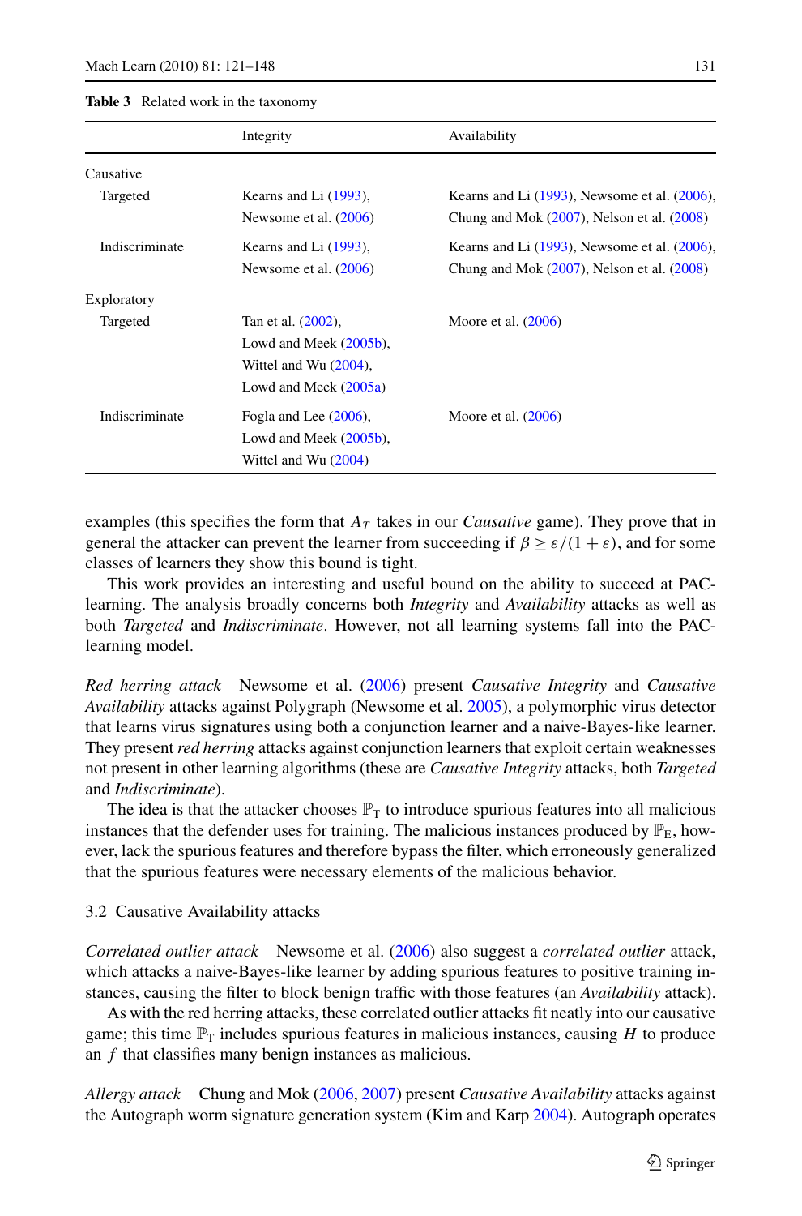**Table 3** Related work in the taxonomy

| | Integrity | Availability |
|---|---|---|
| Causative | | |
| Targeted | Kearns and Li (1993), Newsome et al. (2006) | Kearns and Li (1993), Newsome et al. (2006), Chung and Mok (2007), Nelson et al. (2008) |
| Indiscriminate | Kearns and Li (1993), Newsome et al. (2006) | Kearns and Li (1993), Newsome et al. (2006), Chung and Mok (2007), Nelson et al. (2008) |
| Exploratory | | |
| Targeted | Tan et al. (2002), Lowd and Meek (2005b), Wittel and Wu (2004), Lowd and Meek (2005a) | Moore et al. (2006) |
| Indiscriminate | Fogla and Lee (2006), Lowd and Meek (2005b), Wittel and Wu (2004) | Moore et al. (2006) |

examples (this specifies the form that $A_T$ takes in our *Causative* game). They prove that in general the attacker can prevent the learner from succeeding if $\beta \geq \varepsilon/(1+\varepsilon)$, and for some classes of learners they show this bound is tight.

This work provides an interesting and useful bound on the ability to succeed at PAC-learning. The analysis broadly concerns both *Integrity* and *Availability* attacks as well as both *Targeted* and *Indiscriminate*. However, not all learning systems fall into the PAC-learning model.

*Red herring attack* Newsome et al. (2006) present *Causative Integrity* and *Causative Availability* attacks against Polygraph (Newsome et al. 2005), a polymorphic virus detector that learns virus signatures using both a conjunction learner and a naive-Bayes-like learner. They present *red herring* attacks against conjunction learners that exploit certain weaknesses not present in other learning algorithms (these are *Causative Integrity* attacks, both *Targeted* and *Indiscriminate*).

The idea is that the attacker chooses $\mathbb{P}_T$ to introduce spurious features into all malicious instances that the defender uses for training. The malicious instances produced by $\mathbb{P}_E$, however, lack the spurious features and therefore bypass the filter, which erroneously generalized that the spurious features were necessary elements of the malicious behavior.

### 3.2 Causative Availability attacks

*Correlated outlier attack* Newsome et al. (2006) also suggest a *correlated outlier* attack, which attacks a naive-Bayes-like learner by adding spurious features to positive training instances, causing the filter to block benign traffic with those features (an *Availability* attack).

As with the red herring attacks, these correlated outlier attacks fit neatly into our causative game; this time $\mathbb{P}_T$ includes spurious features in malicious instances, causing $H$ to produce an $f$ that classifies many benign instances as malicious.

*Allergy attack* Chung and Mok (2006, 2007) present *Causative Availability* attacks against the Autograph worm signature generation system (Kim and Karp 2004). Autograph operates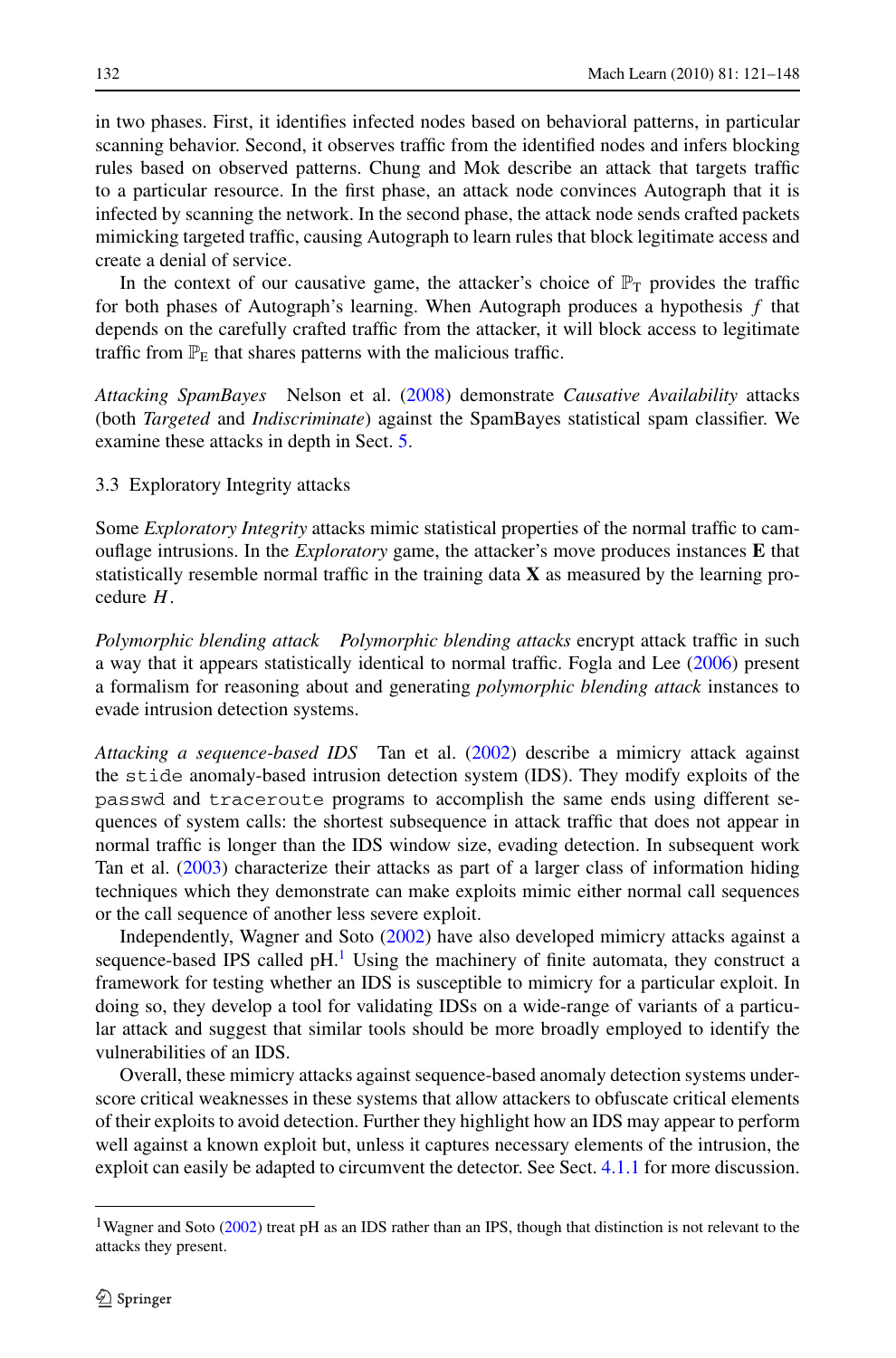in two phases. First, it identifies infected nodes based on behavioral patterns, in particular scanning behavior. Second, it observes traffic from the identified nodes and infers blocking rules based on observed patterns. Chung and Mok describe an attack that targets traffic to a particular resource. In the first phase, an attack node convinces Autograph that it is infected by scanning the network. In the second phase, the attack node sends crafted packets mimicking targeted traffic, causing Autograph to learn rules that block legitimate access and create a denial of service.

In the context of our causative game, the attacker's choice of $\mathbb{P}_{\mathrm{T}}$ provides the traffic for both phases of Autograph's learning. When Autograph produces a hypothesis $f$ that depends on the carefully crafted traffic from the attacker, it will block access to legitimate traffic from $\mathbb{P}_{\mathrm{E}}$ that shares patterns with the malicious traffic.

*Attacking SpamBayes* Nelson et al. (2008) demonstrate *Causative Availability* attacks (both *Targeted* and *Indiscriminate*) against the SpamBayes statistical spam classifier. We examine these attacks in depth in Sect. 5.

### 3.3 Exploratory Integrity attacks

Some *Exploratory Integrity* attacks mimic statistical properties of the normal traffic to camouflage intrusions. In the *Exploratory* game, the attacker's move produces instances $\mathbf{E}$ that statistically resemble normal traffic in the training data $\mathbf{X}$ as measured by the learning procedure $H$.

*Polymorphic blending attack* *Polymorphic blending attacks* encrypt attack traffic in such a way that it appears statistically identical to normal traffic. Fogla and Lee (2006) present a formalism for reasoning about and generating *polymorphic blending attack* instances to evade intrusion detection systems.

*Attacking a sequence-based IDS* Tan et al. (2002) describe a mimicry attack against the `stide` anomaly-based intrusion detection system (IDS). They modify exploits of the `passwd` and `traceroute` programs to accomplish the same ends using different sequences of system calls: the shortest subsequence in attack traffic that does not appear in normal traffic is longer than the IDS window size, evading detection. In subsequent work Tan et al. (2003) characterize their attacks as part of a larger class of information hiding techniques which they demonstrate can make exploits mimic either normal call sequences or the call sequence of another less severe exploit.

Independently, Wagner and Soto (2002) have also developed mimicry attacks against a sequence-based IPS called pH.[1] Using the machinery of finite automata, they construct a framework for testing whether an IDS is susceptible to mimicry for a particular exploit. In doing so, they develop a tool for validating IDSs on a wide-range of variants of a particular attack and suggest that similar tools should be more broadly employed to identify the vulnerabilities of an IDS.

Overall, these mimicry attacks against sequence-based anomaly detection systems underscore critical weaknesses in these systems that allow attackers to obfuscate critical elements of their exploits to avoid detection. Further they highlight how an IDS may appear to perform well against a known exploit but, unless it captures necessary elements of the intrusion, the exploit can easily be adapted to circumvent the detector. See Sect. 4.1.1 for more discussion.

---

[1] Wagner and Soto (2002) treat pH as an IDS rather than an IPS, though that distinction is not relevant to the attacks they present.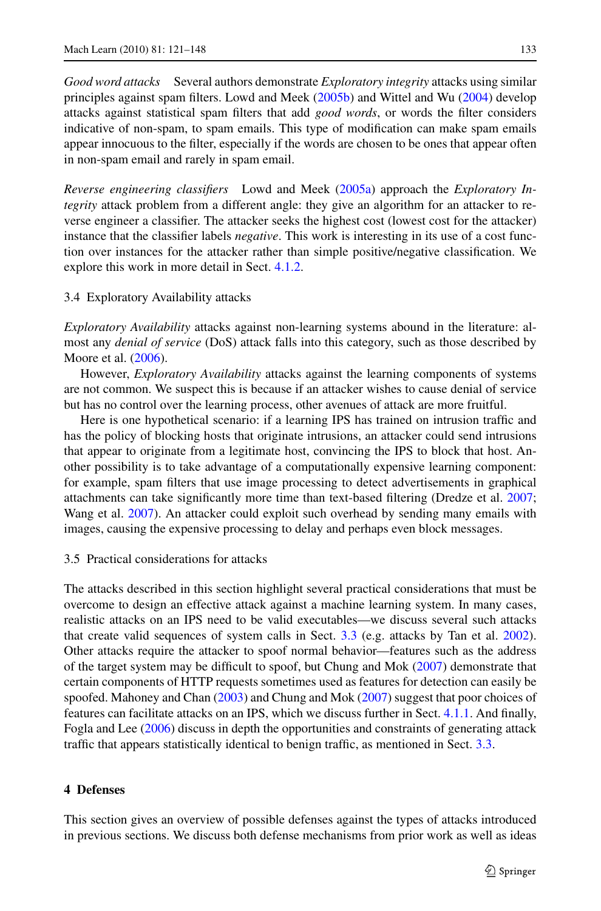*Good word attacks* Several authors demonstrate *Exploratory integrity* attacks using similar principles against spam filters. Lowd and Meek (2005b) and Wittel and Wu (2004) develop attacks against statistical spam filters that add *good words*, or words the filter considers indicative of non-spam, to spam emails. This type of modification can make spam emails appear innocuous to the filter, especially if the words are chosen to be ones that appear often in non-spam email and rarely in spam email.

*Reverse engineering classifiers* Lowd and Meek (2005a) approach the *Exploratory Integrity* attack problem from a different angle: they give an algorithm for an attacker to reverse engineer a classifier. The attacker seeks the highest cost (lowest cost for the attacker) instance that the classifier labels *negative*. This work is interesting in its use of a cost function over instances for the attacker rather than simple positive/negative classification. We explore this work in more detail in Sect. 4.1.2.

### 3.4 Exploratory Availability attacks

*Exploratory Availability* attacks against non-learning systems abound in the literature: almost any *denial of service* (DoS) attack falls into this category, such as those described by Moore et al. (2006).

However, *Exploratory Availability* attacks against the learning components of systems are not common. We suspect this is because if an attacker wishes to cause denial of service but has no control over the learning process, other avenues of attack are more fruitful.

Here is one hypothetical scenario: if a learning IPS has trained on intrusion traffic and has the policy of blocking hosts that originate intrusions, an attacker could send intrusions that appear to originate from a legitimate host, convincing the IPS to block that host. Another possibility is to take advantage of a computationally expensive learning component: for example, spam filters that use image processing to detect advertisements in graphical attachments can take significantly more time than text-based filtering (Dredze et al. 2007; Wang et al. 2007). An attacker could exploit such overhead by sending many emails with images, causing the expensive processing to delay and perhaps even block messages.

### 3.5 Practical considerations for attacks

The attacks described in this section highlight several practical considerations that must be overcome to design an effective attack against a machine learning system. In many cases, realistic attacks on an IPS need to be valid executables—we discuss several such attacks that create valid sequences of system calls in Sect. 3.3 (e.g. attacks by Tan et al. 2002). Other attacks require the attacker to spoof normal behavior—features such as the address of the target system may be difficult to spoof, but Chung and Mok (2007) demonstrate that certain components of HTTP requests sometimes used as features for detection can easily be spoofed. Mahoney and Chan (2003) and Chung and Mok (2007) suggest that poor choices of features can facilitate attacks on an IPS, which we discuss further in Sect. 4.1.1. And finally, Fogla and Lee (2006) discuss in depth the opportunities and constraints of generating attack traffic that appears statistically identical to benign traffic, as mentioned in Sect. 3.3.

## 4 Defenses

This section gives an overview of possible defenses against the types of attacks introduced in previous sections. We discuss both defense mechanisms from prior work as well as ideas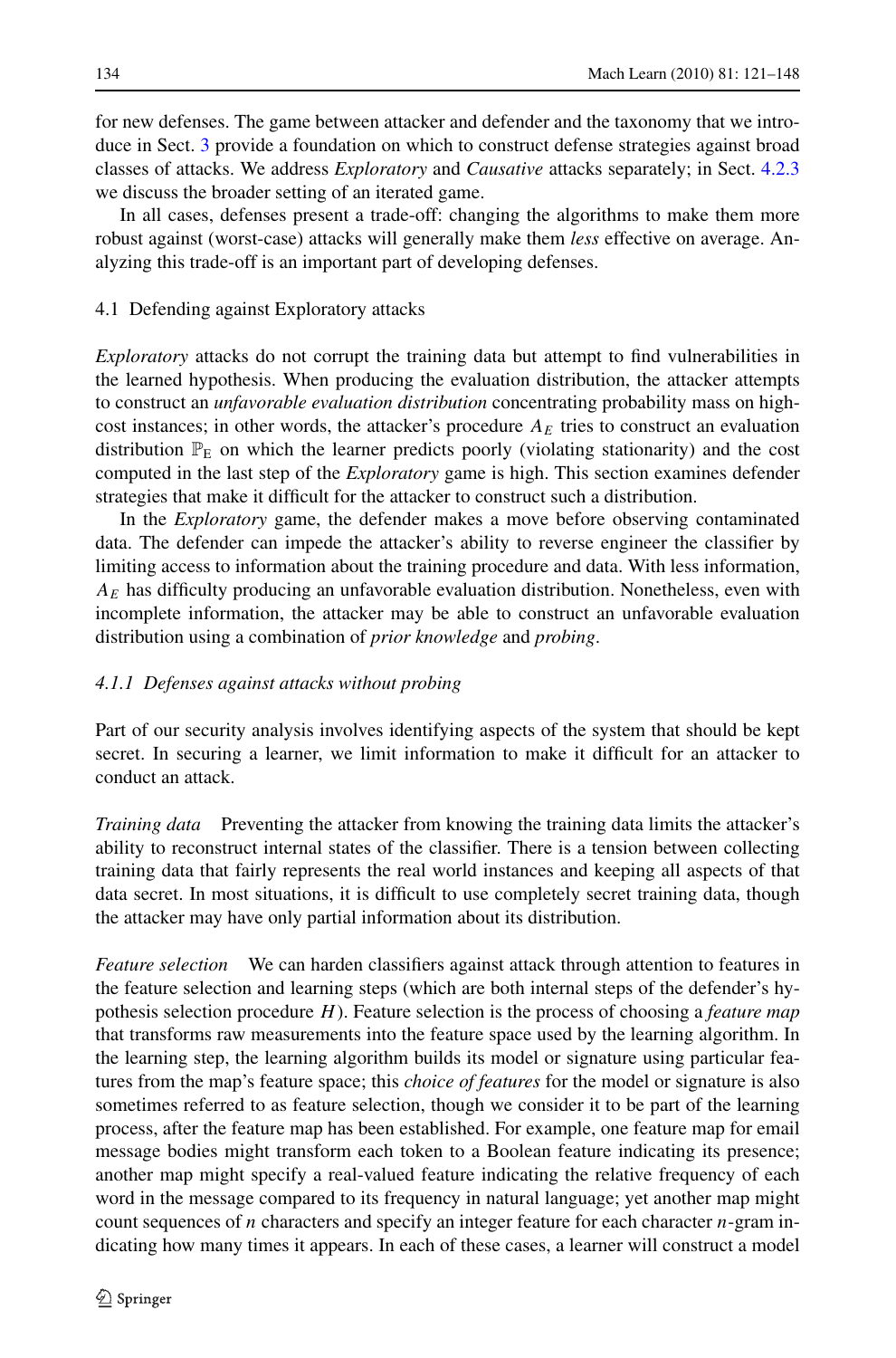for new defenses. The game between attacker and defender and the taxonomy that we introduce in Sect. 3 provide a foundation on which to construct defense strategies against broad classes of attacks. We address *Exploratory* and *Causative* attacks separately; in Sect. 4.2.3 we discuss the broader setting of an iterated game.

In all cases, defenses present a trade-off: changing the algorithms to make them more robust against (worst-case) attacks will generally make them *less* effective on average. Analyzing this trade-off is an important part of developing defenses.

## 4.1 Defending against Exploratory attacks

*Exploratory* attacks do not corrupt the training data but attempt to find vulnerabilities in the learned hypothesis. When producing the evaluation distribution, the attacker attempts to construct an *unfavorable evaluation distribution* concentrating probability mass on high-cost instances; in other words, the attacker's procedure $A_E$ tries to construct an evaluation distribution $\mathbb{P}_{\mathrm{E}}$ on which the learner predicts poorly (violating stationarity) and the cost computed in the last step of the *Exploratory* game is high. This section examines defender strategies that make it difficult for the attacker to construct such a distribution.

In the *Exploratory* game, the defender makes a move before observing contaminated data. The defender can impede the attacker's ability to reverse engineer the classifier by limiting access to information about the training procedure and data. With less information, $A_E$ has difficulty producing an unfavorable evaluation distribution. Nonetheless, even with incomplete information, the attacker may be able to construct an unfavorable evaluation distribution using a combination of *prior knowledge* and *probing*.

### *4.1.1 Defenses against attacks without probing*

Part of our security analysis involves identifying aspects of the system that should be kept secret. In securing a learner, we limit information to make it difficult for an attacker to conduct an attack.

*Training data* Preventing the attacker from knowing the training data limits the attacker's ability to reconstruct internal states of the classifier. There is a tension between collecting training data that fairly represents the real world instances and keeping all aspects of that data secret. In most situations, it is difficult to use completely secret training data, though the attacker may have only partial information about its distribution.

*Feature selection* We can harden classifiers against attack through attention to features in the feature selection and learning steps (which are both internal steps of the defender's hypothesis selection procedure $H$). Feature selection is the process of choosing a *feature map* that transforms raw measurements into the feature space used by the learning algorithm. In the learning step, the learning algorithm builds its model or signature using particular features from the map's feature space; this *choice of features* for the model or signature is also sometimes referred to as feature selection, though we consider it to be part of the learning process, after the feature map has been established. For example, one feature map for email message bodies might transform each token to a Boolean feature indicating its presence; another map might specify a real-valued feature indicating the relative frequency of each word in the message compared to its frequency in natural language; yet another map might count sequences of $n$ characters and specify an integer feature for each character $n$-gram indicating how many times it appears. In each of these cases, a learner will construct a model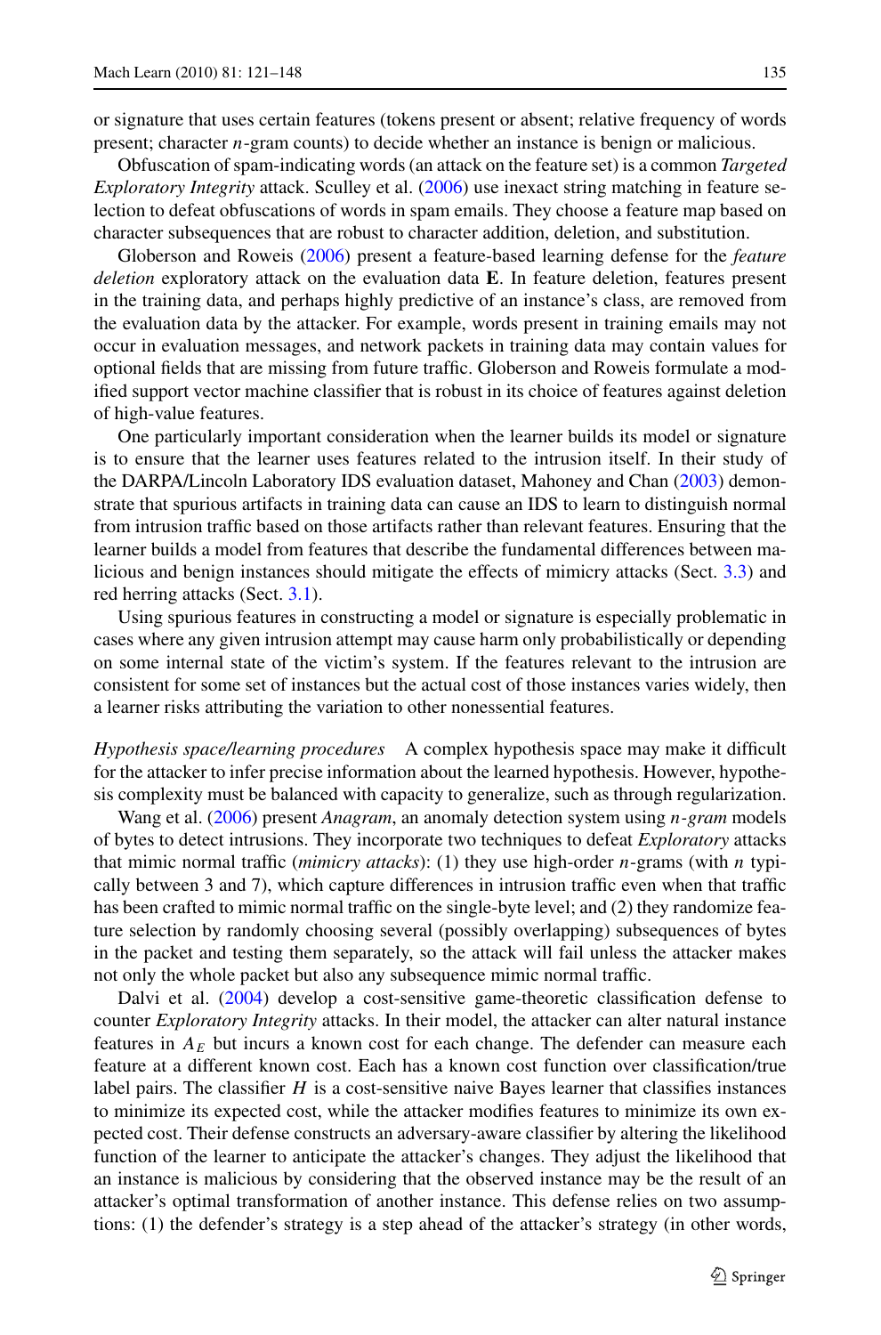or signature that uses certain features (tokens present or absent; relative frequency of words present; character $n$-gram counts) to decide whether an instance is benign or malicious.

Obfuscation of spam-indicating words (an attack on the feature set) is a common *Targeted Exploratory Integrity* attack. Sculley et al. (2006) use inexact string matching in feature selection to defeat obfuscations of words in spam emails. They choose a feature map based on character subsequences that are robust to character addition, deletion, and substitution.

Globerson and Roweis (2006) present a feature-based learning defense for the *feature deletion* exploratory attack on the evaluation data $\mathbf{E}$. In feature deletion, features present in the training data, and perhaps highly predictive of an instance's class, are removed from the evaluation data by the attacker. For example, words present in training emails may not occur in evaluation messages, and network packets in training data may contain values for optional fields that are missing from future traffic. Globerson and Roweis formulate a modified support vector machine classifier that is robust in its choice of features against deletion of high-value features.

One particularly important consideration when the learner builds its model or signature is to ensure that the learner uses features related to the intrusion itself. In their study of the DARPA/Lincoln Laboratory IDS evaluation dataset, Mahoney and Chan (2003) demonstrate that spurious artifacts in training data can cause an IDS to learn to distinguish normal from intrusion traffic based on those artifacts rather than relevant features. Ensuring that the learner builds a model from features that describe the fundamental differences between malicious and benign instances should mitigate the effects of mimicry attacks (Sect. 3.3) and red herring attacks (Sect. 3.1).

Using spurious features in constructing a model or signature is especially problematic in cases where any given intrusion attempt may cause harm only probabilistically or depending on some internal state of the victim's system. If the features relevant to the intrusion are consistent for some set of instances but the actual cost of those instances varies widely, then a learner risks attributing the variation to other nonessential features.

*Hypothesis space/learning procedures* A complex hypothesis space may make it difficult for the attacker to infer precise information about the learned hypothesis. However, hypothesis complexity must be balanced with capacity to generalize, such as through regularization.

Wang et al. (2006) present *Anagram*, an anomaly detection system using $n$-*gram* models of bytes to detect intrusions. They incorporate two techniques to defeat *Exploratory* attacks that mimic normal traffic (*mimicry attacks*): (1) they use high-order $n$-grams (with $n$ typically between 3 and 7), which capture differences in intrusion traffic even when that traffic has been crafted to mimic normal traffic on the single-byte level; and (2) they randomize feature selection by randomly choosing several (possibly overlapping) subsequences of bytes in the packet and testing them separately, so the attack will fail unless the attacker makes not only the whole packet but also any subsequence mimic normal traffic.

Dalvi et al. (2004) develop a cost-sensitive game-theoretic classification defense to counter *Exploratory Integrity* attacks. In their model, the attacker can alter natural instance features in $A_E$ but incurs a known cost for each change. The defender can measure each feature at a different known cost. Each has a known cost function over classification/true label pairs. The classifier $H$ is a cost-sensitive naive Bayes learner that classifies instances to minimize its expected cost, while the attacker modifies features to minimize its own expected cost. Their defense constructs an adversary-aware classifier by altering the likelihood function of the learner to anticipate the attacker's changes. They adjust the likelihood that an instance is malicious by considering that the observed instance may be the result of an attacker's optimal transformation of another instance. This defense relies on two assumptions: (1) the defender's strategy is a step ahead of the attacker's strategy (in other words,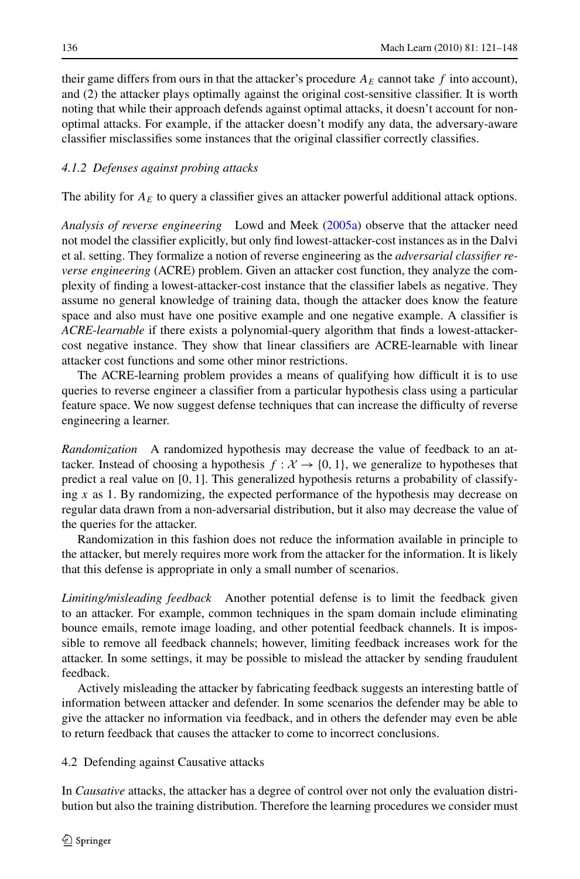their game differs from ours in that the attacker's procedure $A_E$ cannot take $f$ into account), and (2) the attacker plays optimally against the original cost-sensitive classifier. It is worth noting that while their approach defends against optimal attacks, it doesn't account for non-optimal attacks. For example, if the attacker doesn't modify any data, the adversary-aware classifier misclassifies some instances that the original classifier correctly classifies.

#### *4.1.2 Defenses against probing attacks*

The ability for $A_E$ to query a classifier gives an attacker powerful additional attack options.

*Analysis of reverse engineering* Lowd and Meek (2005a) observe that the attacker need not model the classifier explicitly, but only find lowest-attacker-cost instances as in the Dalvi et al. setting. They formalize a notion of reverse engineering as the *adversarial classifier reverse engineering* (ACRE) problem. Given an attacker cost function, they analyze the complexity of finding a lowest-attacker-cost instance that the classifier labels as negative. They assume no general knowledge of training data, though the attacker does know the feature space and also must have one positive example and one negative example. A classifier is *ACRE-learnable* if there exists a polynomial-query algorithm that finds a lowest-attacker-cost negative instance. They show that linear classifiers are ACRE-learnable with linear attacker cost functions and some other minor restrictions.

The ACRE-learning problem provides a means of qualifying how difficult it is to use queries to reverse engineer a classifier from a particular hypothesis class using a particular feature space. We now suggest defense techniques that can increase the difficulty of reverse engineering a learner.

*Randomization* A randomized hypothesis may decrease the value of feedback to an attacker. Instead of choosing a hypothesis $f : \mathcal{X} \to \{0, 1\}$, we generalize to hypotheses that predict a real value on $[0, 1]$. This generalized hypothesis returns a probability of classifying $x$ as 1. By randomizing, the expected performance of the hypothesis may decrease on regular data drawn from a non-adversarial distribution, but it also may decrease the value of the queries for the attacker.

Randomization in this fashion does not reduce the information available in principle to the attacker, but merely requires more work from the attacker for the information. It is likely that this defense is appropriate in only a small number of scenarios.

*Limiting/misleading feedback* Another potential defense is to limit the feedback given to an attacker. For example, common techniques in the spam domain include eliminating bounce emails, remote image loading, and other potential feedback channels. It is impossible to remove all feedback channels; however, limiting feedback increases work for the attacker. In some settings, it may be possible to mislead the attacker by sending fraudulent feedback.

Actively misleading the attacker by fabricating feedback suggests an interesting battle of information between attacker and defender. In some scenarios the defender may be able to give the attacker no information via feedback, and in others the defender may even be able to return feedback that causes the attacker to come to incorrect conclusions.

### 4.2 Defending against Causative attacks

In *Causative* attacks, the attacker has a degree of control over not only the evaluation distribution but also the training distribution. Therefore the learning procedures we consider must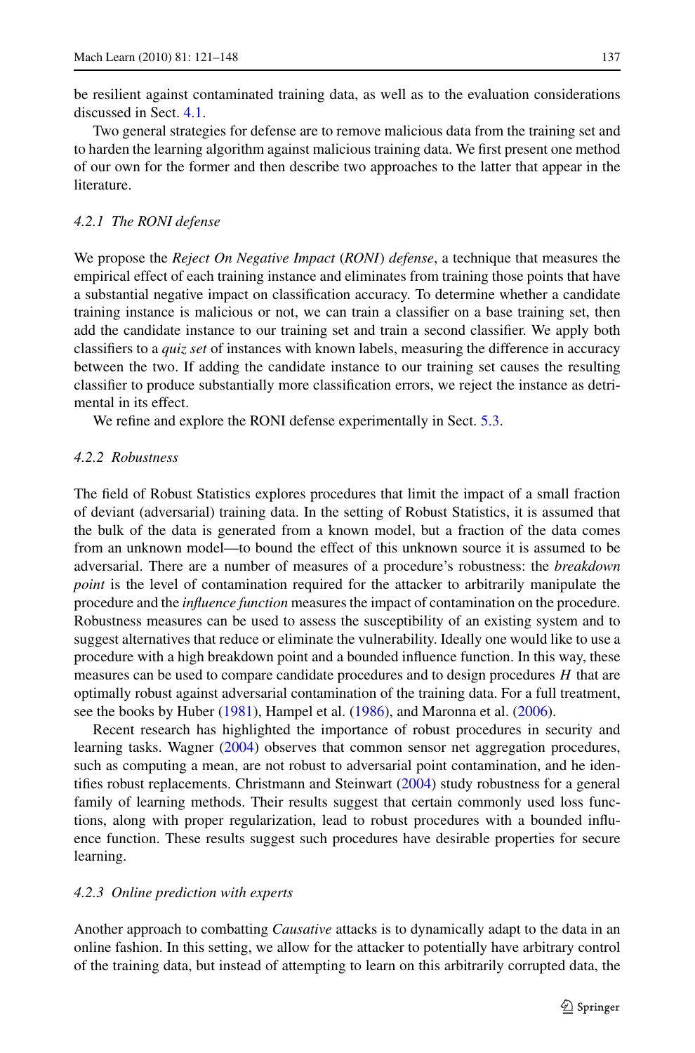be resilient against contaminated training data, as well as to the evaluation considerations discussed in Sect. 4.1.

Two general strategies for defense are to remove malicious data from the training set and to harden the learning algorithm against malicious training data. We first present one method of our own for the former and then describe two approaches to the latter that appear in the literature.

#### *4.2.1 The RONI defense*

We propose the *Reject On Negative Impact* (*RONI*) *defense*, a technique that measures the empirical effect of each training instance and eliminates from training those points that have a substantial negative impact on classification accuracy. To determine whether a candidate training instance is malicious or not, we can train a classifier on a base training set, then add the candidate instance to our training set and train a second classifier. We apply both classifiers to a *quiz set* of instances with known labels, measuring the difference in accuracy between the two. If adding the candidate instance to our training set causes the resulting classifier to produce substantially more classification errors, we reject the instance as detrimental in its effect.

We refine and explore the RONI defense experimentally in Sect. 5.3.

#### *4.2.2 Robustness*

The field of Robust Statistics explores procedures that limit the impact of a small fraction of deviant (adversarial) training data. In the setting of Robust Statistics, it is assumed that the bulk of the data is generated from a known model, but a fraction of the data comes from an unknown model—to bound the effect of this unknown source it is assumed to be adversarial. There are a number of measures of a procedure's robustness: the *breakdown point* is the level of contamination required for the attacker to arbitrarily manipulate the procedure and the *influence function* measures the impact of contamination on the procedure. Robustness measures can be used to assess the susceptibility of an existing system and to suggest alternatives that reduce or eliminate the vulnerability. Ideally one would like to use a procedure with a high breakdown point and a bounded influence function. In this way, these measures can be used to compare candidate procedures and to design procedures $H$ that are optimally robust against adversarial contamination of the training data. For a full treatment, see the books by Huber (1981), Hampel et al. (1986), and Maronna et al. (2006).

Recent research has highlighted the importance of robust procedures in security and learning tasks. Wagner (2004) observes that common sensor net aggregation procedures, such as computing a mean, are not robust to adversarial point contamination, and he identifies robust replacements. Christmann and Steinwart (2004) study robustness for a general family of learning methods. Their results suggest that certain commonly used loss functions, along with proper regularization, lead to robust procedures with a bounded influence function. These results suggest such procedures have desirable properties for secure learning.

#### *4.2.3 Online prediction with experts*

Another approach to combatting *Causative* attacks is to dynamically adapt to the data in an online fashion. In this setting, we allow for the attacker to potentially have arbitrary control of the training data, but instead of attempting to learn on this arbitrarily corrupted data, the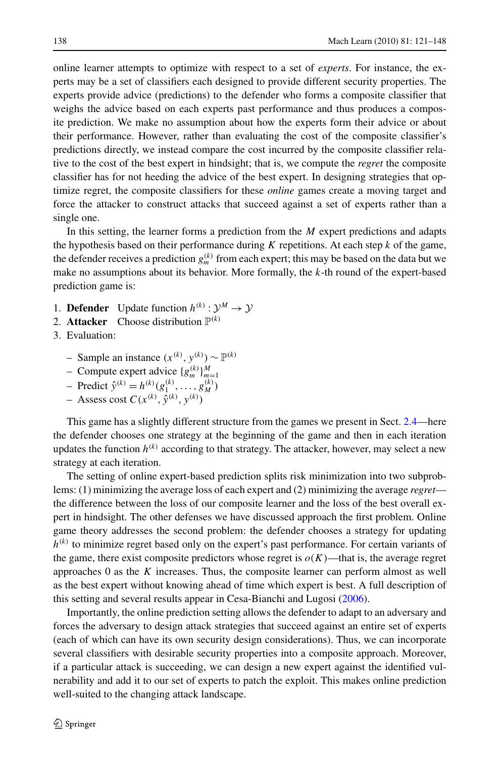online learner attempts to optimize with respect to a set of *experts*. For instance, the experts may be a set of classifiers each designed to provide different security properties. The experts provide advice (predictions) to the defender who forms a composite classifier that weighs the advice based on each experts past performance and thus produces a composite prediction. We make no assumption about how the experts form their advice or about their performance. However, rather than evaluating the cost of the composite classifier's predictions directly, we instead compare the cost incurred by the composite classifier relative to the cost of the best expert in hindsight; that is, we compute the *regret* the composite classifier has for not heeding the advice of the best expert. In designing strategies that optimize regret, the composite classifiers for these *online* games create a moving target and force the attacker to construct attacks that succeed against a set of experts rather than a single one.

In this setting, the learner forms a prediction from the $M$ expert predictions and adapts the hypothesis based on their performance during $K$ repetitions. At each step $k$ of the game, the defender receives a prediction $g_m^{(k)}$ from each expert; this may be based on the data but we make no assumptions about its behavior. More formally, the $k$-th round of the expert-based prediction game is:

1. **Defender** Update function $h^{(k)} : \mathcal{Y}^M \to \mathcal{Y}$
2. **Attacker** Choose distribution $\mathbb{P}^{(k)}$
3. Evaluation:
   - Sample an instance $(x^{(k)}, y^{(k)}) \sim \mathbb{P}^{(k)}$
   - Compute expert advice $\{g_m^{(k)}\}_{m=1}^M$
   - Predict $\hat{y}^{(k)} = h^{(k)}(g_1^{(k)}, \ldots, g_M^{(k)})$
   - Assess cost $C(x^{(k)}, \hat{y}^{(k)}, y^{(k)})$

This game has a slightly different structure from the games we present in Sect. 2.4—here the defender chooses one strategy at the beginning of the game and then in each iteration updates the function $h^{(k)}$ according to that strategy. The attacker, however, may select a new strategy at each iteration.

The setting of online expert-based prediction splits risk minimization into two subproblems: (1) minimizing the average loss of each expert and (2) minimizing the average *regret*—the difference between the loss of our composite learner and the loss of the best overall expert in hindsight. The other defenses we have discussed approach the first problem. Online game theory addresses the second problem: the defender chooses a strategy for updating $h^{(k)}$ to minimize regret based only on the expert's past performance. For certain variants of the game, there exist composite predictors whose regret is $o(K)$—that is, the average regret approaches 0 as the $K$ increases. Thus, the composite learner can perform almost as well as the best expert without knowing ahead of time which expert is best. A full description of this setting and several results appear in Cesa-Bianchi and Lugosi (2006).

Importantly, the online prediction setting allows the defender to adapt to an adversary and forces the adversary to design attack strategies that succeed against an entire set of experts (each of which can have its own security design considerations). Thus, we can incorporate several classifiers with desirable security properties into a composite approach. Moreover, if a particular attack is succeeding, we can design a new expert against the identified vulnerability and add it to our set of experts to patch the exploit. This makes online prediction well-suited to the changing attack landscape.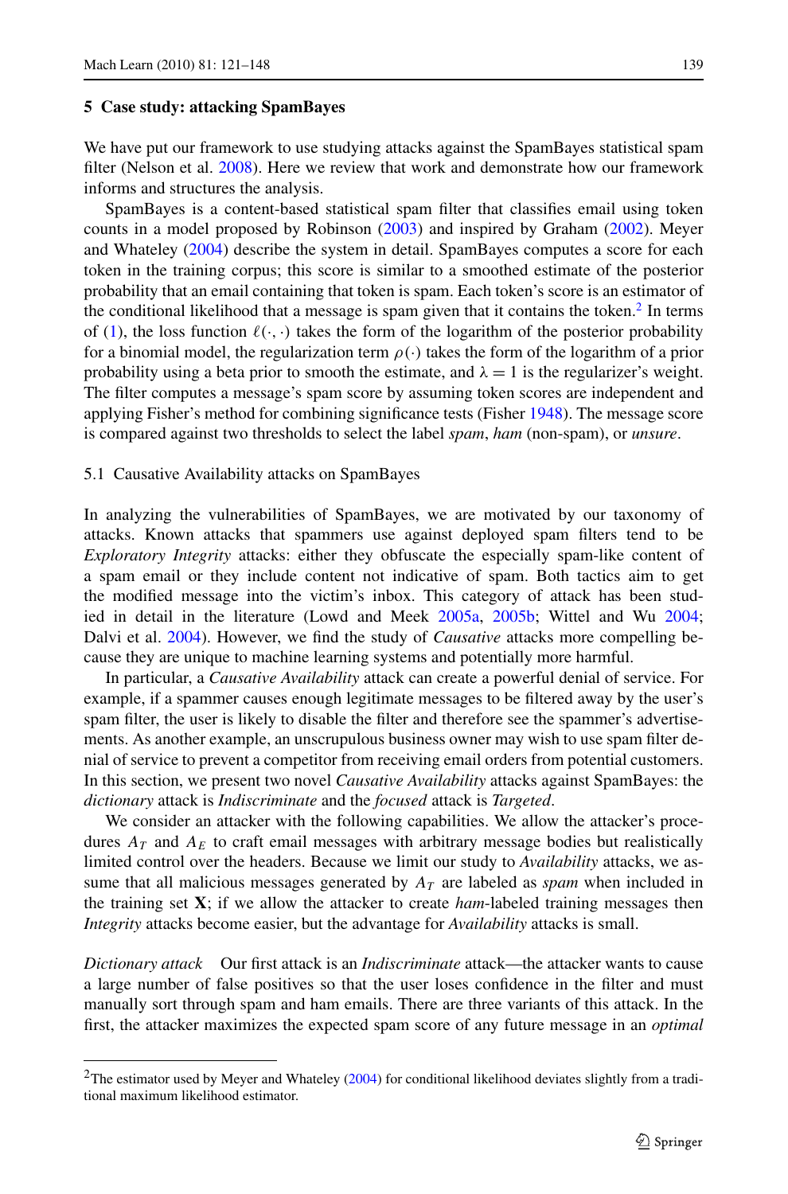## 5 Case study: attacking SpamBayes

We have put our framework to use studying attacks against the SpamBayes statistical spam filter (Nelson et al. 2008). Here we review that work and demonstrate how our framework informs and structures the analysis.

SpamBayes is a content-based statistical spam filter that classifies email using token counts in a model proposed by Robinson (2003) and inspired by Graham (2002). Meyer and Whateley (2004) describe the system in detail. SpamBayes computes a score for each token in the training corpus; this score is similar to a smoothed estimate of the posterior probability that an email containing that token is spam. Each token's score is an estimator of the conditional likelihood that a message is spam given that it contains the token.[2] In terms of (1), the loss function $\ell(\cdot,\cdot)$ takes the form of the logarithm of the posterior probability for a binomial model, the regularization term $\rho(\cdot)$ takes the form of the logarithm of a prior probability using a beta prior to smooth the estimate, and $\lambda = 1$ is the regularizer's weight. The filter computes a message's spam score by assuming token scores are independent and applying Fisher's method for combining significance tests (Fisher 1948). The message score is compared against two thresholds to select the label *spam*, *ham* (non-spam), or *unsure*.

### 5.1 Causative Availability attacks on SpamBayes

In analyzing the vulnerabilities of SpamBayes, we are motivated by our taxonomy of attacks. Known attacks that spammers use against deployed spam filters tend to be *Exploratory Integrity* attacks: either they obfuscate the especially spam-like content of a spam email or they include content not indicative of spam. Both tactics aim to get the modified message into the victim's inbox. This category of attack has been studied in detail in the literature (Lowd and Meek 2005a, 2005b; Wittel and Wu 2004; Dalvi et al. 2004). However, we find the study of *Causative* attacks more compelling because they are unique to machine learning systems and potentially more harmful.

In particular, a *Causative Availability* attack can create a powerful denial of service. For example, if a spammer causes enough legitimate messages to be filtered away by the user's spam filter, the user is likely to disable the filter and therefore see the spammer's advertisements. As another example, an unscrupulous business owner may wish to use spam filter denial of service to prevent a competitor from receiving email orders from potential customers. In this section, we present two novel *Causative Availability* attacks against SpamBayes: the *dictionary* attack is *Indiscriminate* and the *focused* attack is *Targeted*.

We consider an attacker with the following capabilities. We allow the attacker's procedures $A_T$ and $A_E$ to craft email messages with arbitrary message bodies but realistically limited control over the headers. Because we limit our study to *Availability* attacks, we assume that all malicious messages generated by $A_T$ are labeled as *spam* when included in the training set $\mathbf{X}$; if we allow the attacker to create *ham*-labeled training messages then *Integrity* attacks become easier, but the advantage for *Availability* attacks is small.

*Dictionary attack* Our first attack is an *Indiscriminate* attack—the attacker wants to cause a large number of false positives so that the user loses confidence in the filter and must manually sort through spam and ham emails. There are three variants of this attack. In the first, the attacker maximizes the expected spam score of any future message in an *optimal*

[2] The estimator used by Meyer and Whateley (2004) for conditional likelihood deviates slightly from a traditional maximum likelihood estimator.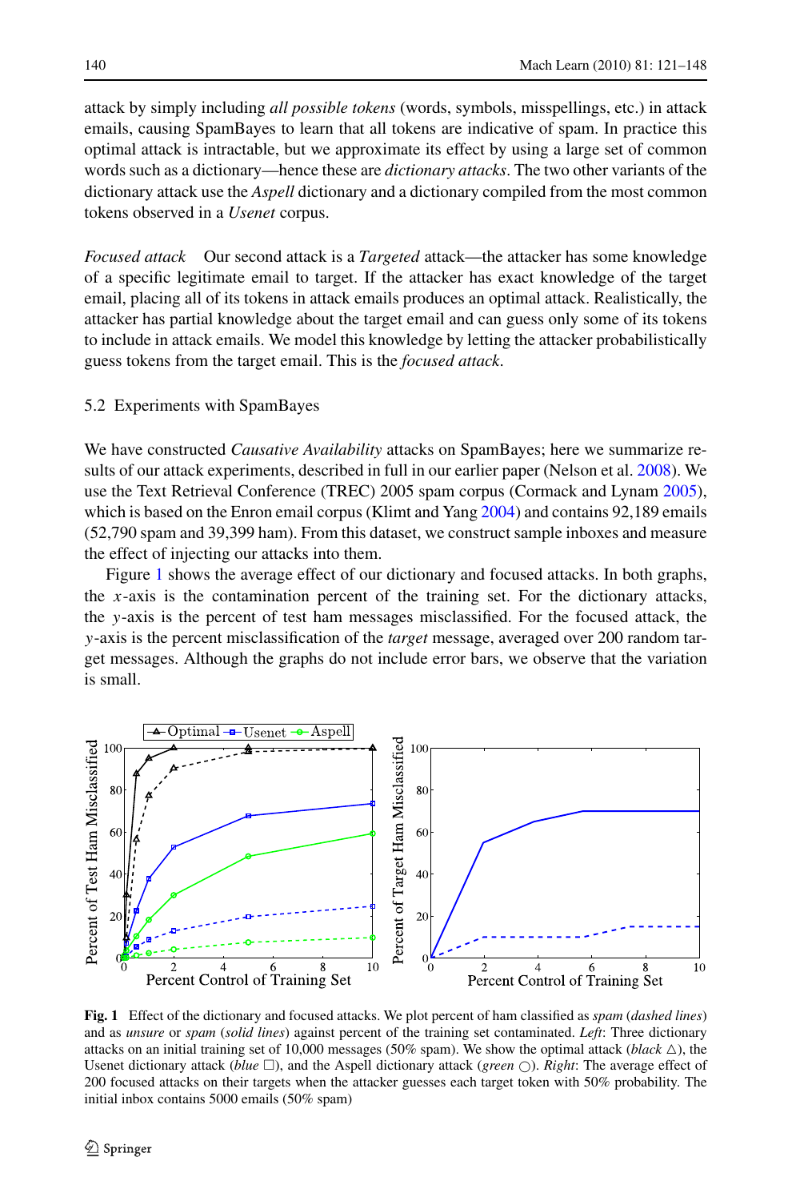attack by simply including *all possible tokens* (words, symbols, misspellings, etc.) in attack emails, causing SpamBayes to learn that all tokens are indicative of spam. In practice this optimal attack is intractable, but we approximate its effect by using a large set of common words such as a dictionary—hence these are *dictionary attacks*. The two other variants of the dictionary attack use the *Aspell* dictionary and a dictionary compiled from the most common tokens observed in a *Usenet* corpus.

*Focused attack* Our second attack is a *Targeted* attack—the attacker has some knowledge of a specific legitimate email to target. If the attacker has exact knowledge of the target email, placing all of its tokens in attack emails produces an optimal attack. Realistically, the attacker has partial knowledge about the target email and can guess only some of its tokens to include in attack emails. We model this knowledge by letting the attacker probabilistically guess tokens from the target email. This is the *focused attack*.

### 5.2 Experiments with SpamBayes

We have constructed *Causative Availability* attacks on SpamBayes; here we summarize results of our attack experiments, described in full in our earlier paper (Nelson et al. 2008). We use the Text Retrieval Conference (TREC) 2005 spam corpus (Cormack and Lynam 2005), which is based on the Enron email corpus (Klimt and Yang 2004) and contains 92,189 emails (52,790 spam and 39,399 ham). From this dataset, we construct sample inboxes and measure the effect of injecting our attacks into them.

Figure 1 shows the average effect of our dictionary and focused attacks. In both graphs, the $x$-axis is the contamination percent of the training set. For the dictionary attacks, the $y$-axis is the percent of test ham messages misclassified. For the focused attack, the $y$-axis is the percent misclassification of the *target* message, averaged over 200 random target messages. Although the graphs do not include error bars, we observe that the variation is small.

**Fig. 1** Effect of the dictionary and focused attacks. We plot percent of ham classified as *spam* (*dashed lines*) and as *unsure* or *spam* (*solid lines*) against percent of the training set contaminated. *Left*: Three dictionary attacks on an initial training set of 10,000 messages (50% spam). We show the optimal attack (*black* △), the Usenet dictionary attack (*blue* □), and the Aspell dictionary attack (*green* ○). *Right*: The average effect of 200 focused attacks on their targets when the attacker guesses each target token with 50% probability. The initial inbox contains 5000 emails (50% spam)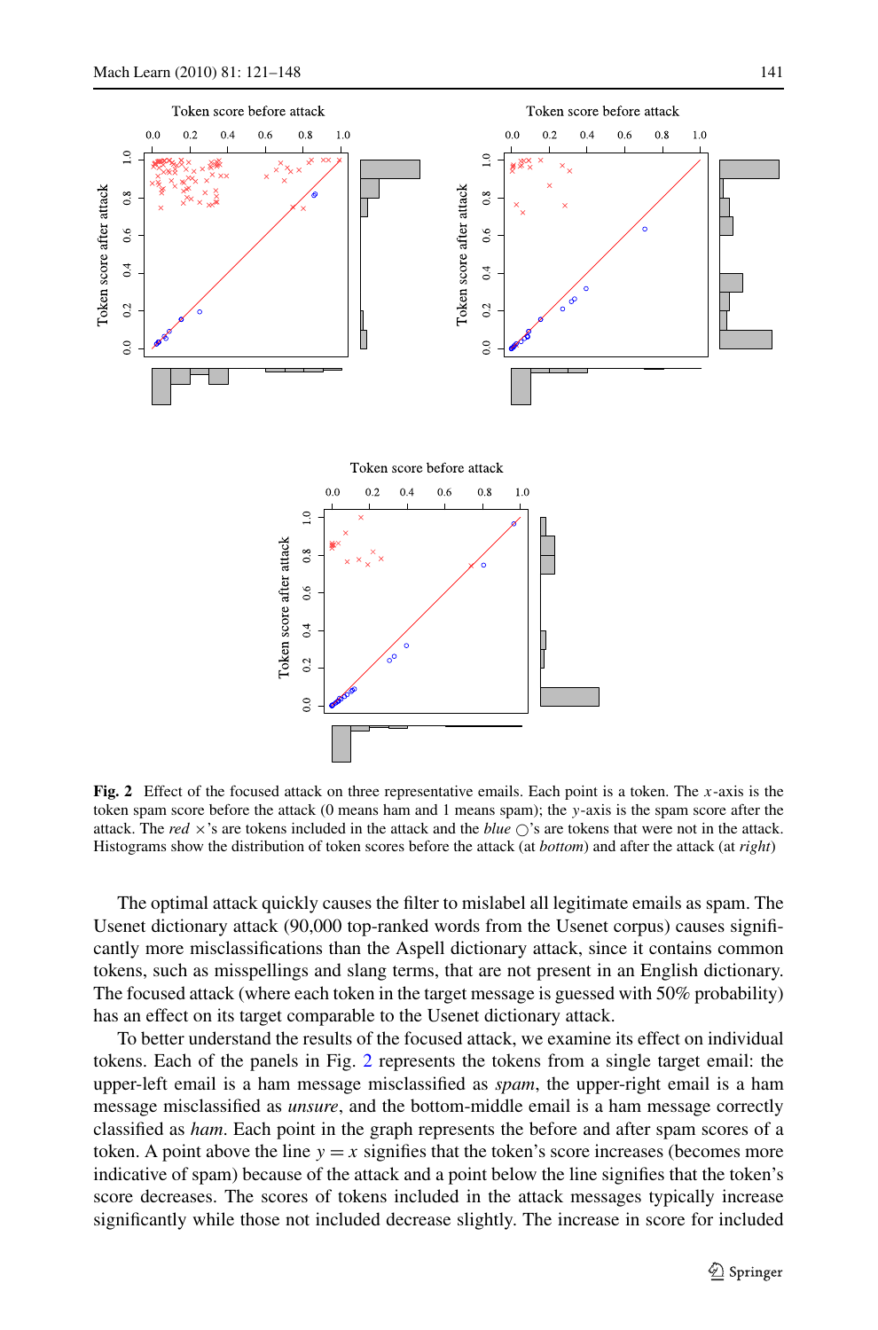**Fig. 2** Effect of the focused attack on three representative emails. Each point is a token. The $x$-axis is the token spam score before the attack (0 means ham and 1 means spam); the $y$-axis is the spam score after the attack. The *red* $\times$'s are tokens included in the attack and the *blue* $\bigcirc$'s are tokens that were not in the attack. Histograms show the distribution of token scores before the attack (at *bottom*) and after the attack (at *right*)

The optimal attack quickly causes the filter to mislabel all legitimate emails as spam. The Usenet dictionary attack (90,000 top-ranked words from the Usenet corpus) causes significantly more misclassifications than the Aspell dictionary attack, since it contains common tokens, such as misspellings and slang terms, that are not present in an English dictionary. The focused attack (where each token in the target message is guessed with 50% probability) has an effect on its target comparable to the Usenet dictionary attack.

To better understand the results of the focused attack, we examine its effect on individual tokens. Each of the panels in Fig. 2 represents the tokens from a single target email: the upper-left email is a ham message misclassified as *spam*, the upper-right email is a ham message misclassified as *unsure*, and the bottom-middle email is a ham message correctly classified as *ham*. Each point in the graph represents the before and after spam scores of a token. A point above the line $y = x$ signifies that the token's score increases (becomes more indicative of spam) because of the attack and a point below the line signifies that the token's score decreases. The scores of tokens included in the attack messages typically increase significantly while those not included decrease slightly. The increase in score for included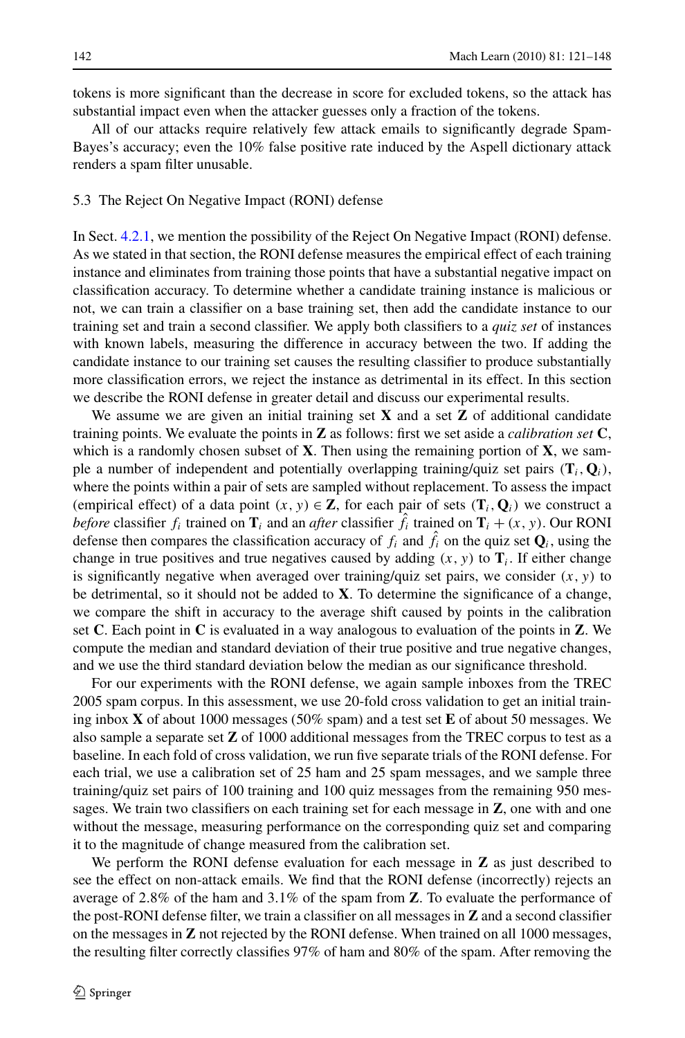tokens is more significant than the decrease in score for excluded tokens, so the attack has substantial impact even when the attacker guesses only a fraction of the tokens.

All of our attacks require relatively few attack emails to significantly degrade SpamBayes's accuracy; even the 10% false positive rate induced by the Aspell dictionary attack renders a spam filter unusable.

### 5.3 The Reject On Negative Impact (RONI) defense

In Sect. 4.2.1, we mention the possibility of the Reject On Negative Impact (RONI) defense. As we stated in that section, the RONI defense measures the empirical effect of each training instance and eliminates from training those points that have a substantial negative impact on classification accuracy. To determine whether a candidate training instance is malicious or not, we can train a classifier on a base training set, then add the candidate instance to our training set and train a second classifier. We apply both classifiers to a *quiz set* of instances with known labels, measuring the difference in accuracy between the two. If adding the candidate instance to our training set causes the resulting classifier to produce substantially more classification errors, we reject the instance as detrimental in its effect. In this section we describe the RONI defense in greater detail and discuss our experimental results.

We assume we are given an initial training set $\mathbf{X}$ and a set $\mathbf{Z}$ of additional candidate training points. We evaluate the points in $\mathbf{Z}$ as follows: first we set aside a *calibration set* $\mathbf{C}$, which is a randomly chosen subset of $\mathbf{X}$. Then using the remaining portion of $\mathbf{X}$, we sample a number of independent and potentially overlapping training/quiz set pairs $(\mathbf{T}_i, \mathbf{Q}_i)$, where the points within a pair of sets are sampled without replacement. To assess the impact (empirical effect) of a data point $(x, y) \in \mathbf{Z}$, for each pair of sets $(\mathbf{T}_i, \mathbf{Q}_i)$ we construct a *before* classifier $f_i$ trained on $\mathbf{T}_i$ and an *after* classifier $\hat{f}_i$ trained on $\mathbf{T}_i + (x, y)$. Our RONI defense then compares the classification accuracy of $f_i$ and $\hat{f}_i$ on the quiz set $\mathbf{Q}_i$, using the change in true positives and true negatives caused by adding $(x, y)$ to $\mathbf{T}_i$. If either change is significantly negative when averaged over training/quiz set pairs, we consider $(x, y)$ to be detrimental, so it should not be added to $\mathbf{X}$. To determine the significance of a change, we compare the shift in accuracy to the average shift caused by points in the calibration set $\mathbf{C}$. Each point in $\mathbf{C}$ is evaluated in a way analogous to evaluation of the points in $\mathbf{Z}$. We compute the median and standard deviation of their true positive and true negative changes, and we use the third standard deviation below the median as our significance threshold.

For our experiments with the RONI defense, we again sample inboxes from the TREC 2005 spam corpus. In this assessment, we use 20-fold cross validation to get an initial training inbox $\mathbf{X}$ of about 1000 messages (50% spam) and a test set $\mathbf{E}$ of about 50 messages. We also sample a separate set $\mathbf{Z}$ of 1000 additional messages from the TREC corpus to test as a baseline. In each fold of cross validation, we run five separate trials of the RONI defense. For each trial, we use a calibration set of 25 ham and 25 spam messages, and we sample three training/quiz set pairs of 100 training and 100 quiz messages from the remaining 950 messages. We train two classifiers on each training set for each message in $\mathbf{Z}$, one with and one without the message, measuring performance on the corresponding quiz set and comparing it to the magnitude of change measured from the calibration set.

We perform the RONI defense evaluation for each message in $\mathbf{Z}$ as just described to see the effect on non-attack emails. We find that the RONI defense (incorrectly) rejects an average of 2.8% of the ham and 3.1% of the spam from $\mathbf{Z}$. To evaluate the performance of the post-RONI defense filter, we train a classifier on all messages in $\mathbf{Z}$ and a second classifier on the messages in $\mathbf{Z}$ not rejected by the RONI defense. When trained on all 1000 messages, the resulting filter correctly classifies 97% of ham and 80% of the spam. After removing the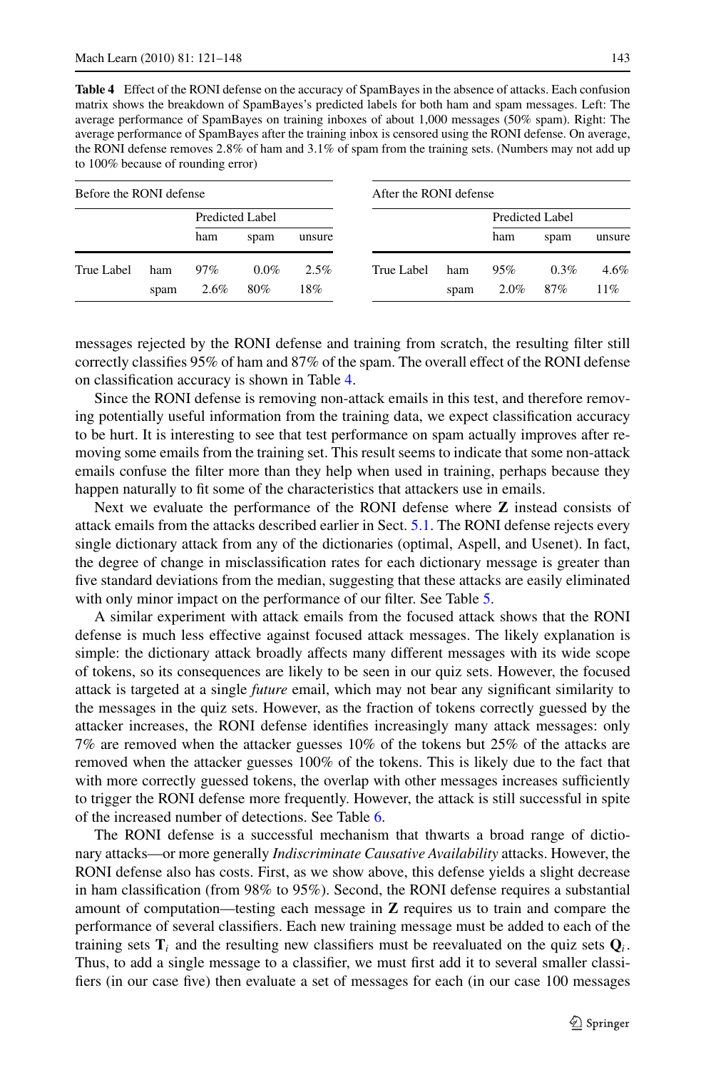**Table 4** Effect of the RONI defense on the accuracy of SpamBayes in the absence of attacks. Each confusion matrix shows the breakdown of SpamBayes's predicted labels for both ham and spam messages. Left: The average performance of SpamBayes on training inboxes of about 1,000 messages (50% spam). Right: The average performance of SpamBayes after the training inbox is censored using the RONI defense. On average, the RONI defense removes 2.8% of ham and 3.1% of spam from the training sets. (Numbers may not add up to 100% because of rounding error)

| Before the RONI defense | | | | |
|---|---|---|---|---|
| | | Predicted Label | | |
| | | ham | spam | unsure |
| True Label | ham | 97% | 0.0% | 2.5% |
| | spam | 2.6% | 80% | 18% |

| After the RONI defense | | | | |
|---|---|---|---|---|
| | | Predicted Label | | |
| | | ham | spam | unsure |
| True Label | ham | 95% | 0.3% | 4.6% |
| | spam | 2.0% | 87% | 11% |

messages rejected by the RONI defense and training from scratch, the resulting filter still correctly classifies 95% of ham and 87% of the spam. The overall effect of the RONI defense on classification accuracy is shown in Table 4.

Since the RONI defense is removing non-attack emails in this test, and therefore removing potentially useful information from the training data, we expect classification accuracy to be hurt. It is interesting to see that test performance on spam actually improves after removing some emails from the training set. This result seems to indicate that some non-attack emails confuse the filter more than they help when used in training, perhaps because they happen naturally to fit some of the characteristics that attackers use in emails.

Next we evaluate the performance of the RONI defense where $\mathbf{Z}$ instead consists of attack emails from the attacks described earlier in Sect. 5.1. The RONI defense rejects every single dictionary attack from any of the dictionaries (optimal, Aspell, and Usenet). In fact, the degree of change in misclassification rates for each dictionary message is greater than five standard deviations from the median, suggesting that these attacks are easily eliminated with only minor impact on the performance of our filter. See Table 5.

A similar experiment with attack emails from the focused attack shows that the RONI defense is much less effective against focused attack messages. The likely explanation is simple: the dictionary attack broadly affects many different messages with its wide scope of tokens, so its consequences are likely to be seen in our quiz sets. However, the focused attack is targeted at a single *future* email, which may not bear any significant similarity to the messages in the quiz sets. However, as the fraction of tokens correctly guessed by the attacker increases, the RONI defense identifies increasingly many attack messages: only 7% are removed when the attacker guesses 10% of the tokens but 25% of the attacks are removed when the attacker guesses 100% of the tokens. This is likely due to the fact that with more correctly guessed tokens, the overlap with other messages increases sufficiently to trigger the RONI defense more frequently. However, the attack is still successful in spite of the increased number of detections. See Table 6.

The RONI defense is a successful mechanism that thwarts a broad range of dictionary attacks—or more generally *Indiscriminate Causative Availability* attacks. However, the RONI defense also has costs. First, as we show above, this defense yields a slight decrease in ham classification (from 98% to 95%). Second, the RONI defense requires a substantial amount of computation—testing each message in $\mathbf{Z}$ requires us to train and compare the performance of several classifiers. Each new training message must be added to each of the training sets $\mathbf{T}_i$ and the resulting new classifiers must be reevaluated on the quiz sets $\mathbf{Q}_i$. Thus, to add a single message to a classifier, we must first add it to several smaller classifiers (in our case five) then evaluate a set of messages for each (in our case 100 messages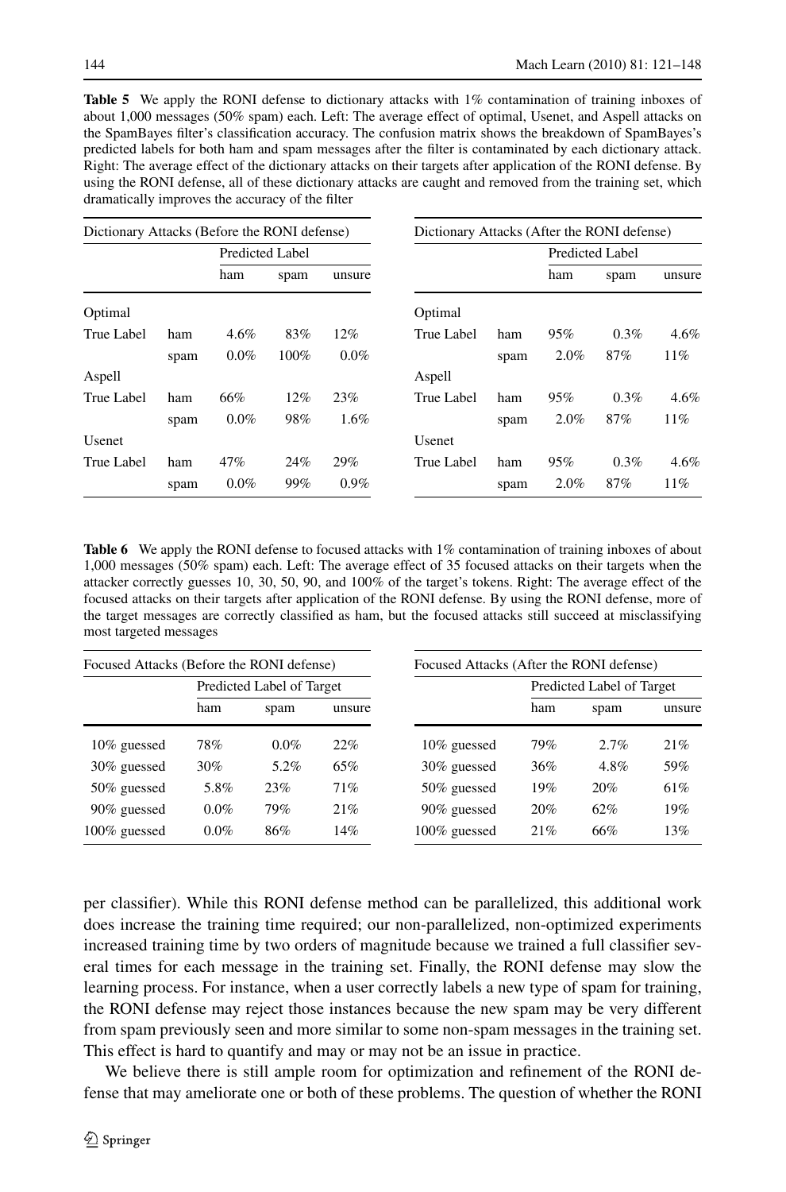**Table 5** We apply the RONI defense to dictionary attacks with 1% contamination of training inboxes of about 1,000 messages (50% spam) each. Left: The average effect of optimal, Usenet, and Aspell attacks on the SpamBayes filter's classification accuracy. The confusion matrix shows the breakdown of SpamBayes's predicted labels for both ham and spam messages after the filter is contaminated by each dictionary attack. Right: The average effect of the dictionary attacks on their targets after application of the RONI defense. By using the RONI defense, all of these dictionary attacks are caught and removed from the training set, which dramatically improves the accuracy of the filter

| Dictionary Attacks (Before the RONI defense) | | | | |
|---|---|---|---|---|
| | | Predicted Label | | |
| | | ham | spam | unsure |
| Optimal | | | | |
| True Label | ham | 4.6% | 83% | 12% |
| | spam | 0.0% | 100% | 0.0% |
| Aspell | | | | |
| True Label | ham | 66% | 12% | 23% |
| | spam | 0.0% | 98% | 1.6% |
| Usenet | | | | |
| True Label | ham | 47% | 24% | 29% |
| | spam | 0.0% | 99% | 0.9% |

| Dictionary Attacks (After the RONI defense) | | | | |
|---|---|---|---|---|
| | | Predicted Label | | |
| | | ham | spam | unsure |
| Optimal | | | | |
| True Label | ham | 95% | 0.3% | 4.6% |
| | spam | 2.0% | 87% | 11% |
| Aspell | | | | |
| True Label | ham | 95% | 0.3% | 4.6% |
| | spam | 2.0% | 87% | 11% |
| Usenet | | | | |
| True Label | ham | 95% | 0.3% | 4.6% |
| | spam | 2.0% | 87% | 11% |

**Table 6** We apply the RONI defense to focused attacks with 1% contamination of training inboxes of about 1,000 messages (50% spam) each. Left: The average effect of 35 focused attacks on their targets when the attacker correctly guesses 10, 30, 50, 90, and 100% of the target's tokens. Right: The average effect of the focused attacks on their targets after application of the RONI defense. By using the RONI defense, more of the target messages are correctly classified as ham, but the focused attacks still succeed at misclassifying most targeted messages

| Focused Attacks (Before the RONI defense) | | | |
|---|---|---|---|
| | Predicted Label of Target | | |
| | ham | spam | unsure |
| 10% guessed | 78% | 0.0% | 22% |
| 30% guessed | 30% | 5.2% | 65% |
| 50% guessed | 5.8% | 23% | 71% |
| 90% guessed | 0.0% | 79% | 21% |
| 100% guessed | 0.0% | 86% | 14% |

| Focused Attacks (After the RONI defense) | | | |
|---|---|---|---|
| | Predicted Label of Target | | |
| | ham | spam | unsure |
| 10% guessed | 79% | 2.7% | 21% |
| 30% guessed | 36% | 4.8% | 59% |
| 50% guessed | 19% | 20% | 61% |
| 90% guessed | 20% | 62% | 19% |
| 100% guessed | 21% | 66% | 13% |

per classifier). While this RONI defense method can be parallelized, this additional work does increase the training time required; our non-parallelized, non-optimized experiments increased training time by two orders of magnitude because we trained a full classifier several times for each message in the training set. Finally, the RONI defense may slow the learning process. For instance, when a user correctly labels a new type of spam for training, the RONI defense may reject those instances because the new spam may be very different from spam previously seen and more similar to some non-spam messages in the training set. This effect is hard to quantify and may or may not be an issue in practice.

We believe there is still ample room for optimization and refinement of the RONI defense that may ameliorate one or both of these problems. The question of whether the RONI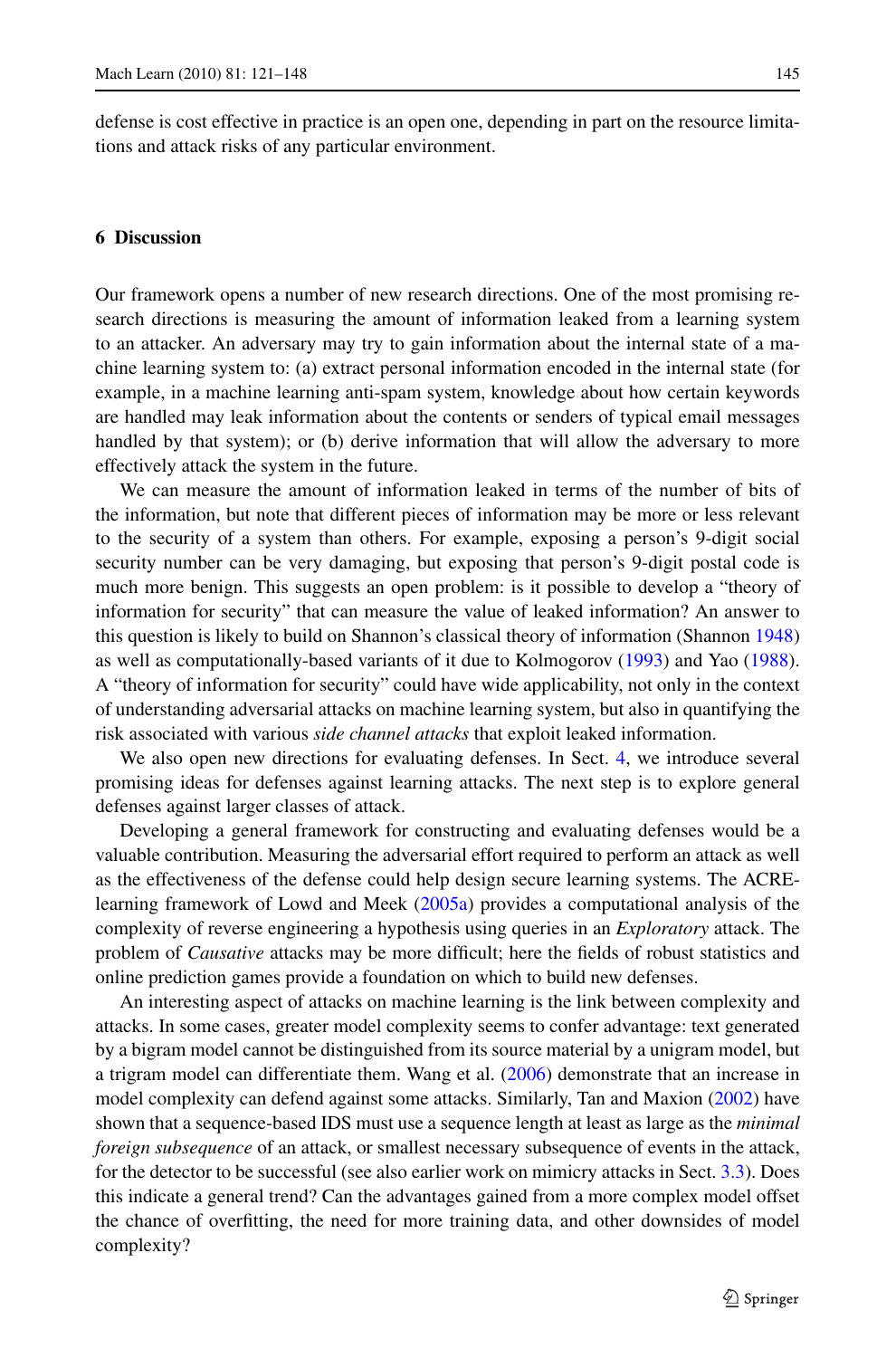defense is cost effective in practice is an open one, depending in part on the resource limitations and attack risks of any particular environment.

## 6 Discussion

Our framework opens a number of new research directions. One of the most promising research directions is measuring the amount of information leaked from a learning system to an attacker. An adversary may try to gain information about the internal state of a machine learning system to: (a) extract personal information encoded in the internal state (for example, in a machine learning anti-spam system, knowledge about how certain keywords are handled may leak information about the contents or senders of typical email messages handled by that system); or (b) derive information that will allow the adversary to more effectively attack the system in the future.

We can measure the amount of information leaked in terms of the number of bits of the information, but note that different pieces of information may be more or less relevant to the security of a system than others. For example, exposing a person's 9-digit social security number can be very damaging, but exposing that person's 9-digit postal code is much more benign. This suggests an open problem: is it possible to develop a "theory of information for security" that can measure the value of leaked information? An answer to this question is likely to build on Shannon's classical theory of information (Shannon 1948) as well as computationally-based variants of it due to Kolmogorov (1993) and Yao (1988). A "theory of information for security" could have wide applicability, not only in the context of understanding adversarial attacks on machine learning system, but also in quantifying the risk associated with various *side channel attacks* that exploit leaked information.

We also open new directions for evaluating defenses. In Sect. 4, we introduce several promising ideas for defenses against learning attacks. The next step is to explore general defenses against larger classes of attack.

Developing a general framework for constructing and evaluating defenses would be a valuable contribution. Measuring the adversarial effort required to perform an attack as well as the effectiveness of the defense could help design secure learning systems. The ACRE-learning framework of Lowd and Meek (2005a) provides a computational analysis of the complexity of reverse engineering a hypothesis using queries in an *Exploratory* attack. The problem of *Causative* attacks may be more difficult; here the fields of robust statistics and online prediction games provide a foundation on which to build new defenses.

An interesting aspect of attacks on machine learning is the link between complexity and attacks. In some cases, greater model complexity seems to confer advantage: text generated by a bigram model cannot be distinguished from its source material by a unigram model, but a trigram model can differentiate them. Wang et al. (2006) demonstrate that an increase in model complexity can defend against some attacks. Similarly, Tan and Maxion (2002) have shown that a sequence-based IDS must use a sequence length at least as large as the *minimal foreign subsequence* of an attack, or smallest necessary subsequence of events in the attack, for the detector to be successful (see also earlier work on mimicry attacks in Sect. 3.3). Does this indicate a general trend? Can the advantages gained from a more complex model offset the chance of overfitting, the need for more training data, and other downsides of model complexity?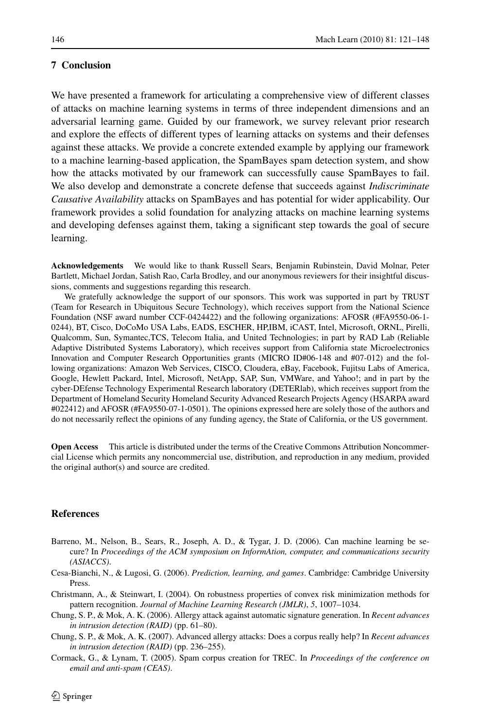## 7 Conclusion

We have presented a framework for articulating a comprehensive view of different classes of attacks on machine learning systems in terms of three independent dimensions and an adversarial learning game. Guided by our framework, we survey relevant prior research and explore the effects of different types of learning attacks on systems and their defenses against these attacks. We provide a concrete extended example by applying our framework to a machine learning-based application, the SpamBayes spam detection system, and show how the attacks motivated by our framework can successfully cause SpamBayes to fail. We also develop and demonstrate a concrete defense that succeeds against *Indiscriminate Causative Availability* attacks on SpamBayes and has potential for wider applicability. Our framework provides a solid foundation for analyzing attacks on machine learning systems and developing defenses against them, taking a significant step towards the goal of secure learning.

**Acknowledgements** We would like to thank Russell Sears, Benjamin Rubinstein, David Molnar, Peter Bartlett, Michael Jordan, Satish Rao, Carla Brodley, and our anonymous reviewers for their insightful discussions, comments and suggestions regarding this research.

We gratefully acknowledge the support of our sponsors. This work was supported in part by TRUST (Team for Research in Ubiquitous Secure Technology), which receives support from the National Science Foundation (NSF award number CCF-0424422) and the following organizations: AFOSR (#FA9550-06-1-0244), BT, Cisco, DoCoMo USA Labs, EADS, ESCHER, HP,IBM, iCAST, Intel, Microsoft, ORNL, Pirelli, Qualcomm, Sun, Symantec,TCS, Telecom Italia, and United Technologies; in part by RAD Lab (Reliable Adaptive Distributed Systems Laboratory), which receives support from California state Microelectronics Innovation and Computer Research Opportunities grants (MICRO ID#06-148 and #07-012) and the following organizations: Amazon Web Services, CISCO, Cloudera, eBay, Facebook, Fujitsu Labs of America, Google, Hewlett Packard, Intel, Microsoft, NetApp, SAP, Sun, VMWare, and Yahoo!; and in part by the cyber-DEfense Technology Experimental Research laboratory (DETERlab), which receives support from the Department of Homeland Security Homeland Security Advanced Research Projects Agency (HSARPA award #022412) and AFOSR (#FA9550-07-1-0501). The opinions expressed here are solely those of the authors and do not necessarily reflect the opinions of any funding agency, the State of California, or the US government.

**Open Access** This article is distributed under the terms of the Creative Commons Attribution Noncommercial License which permits any noncommercial use, distribution, and reproduction in any medium, provided the original author(s) and source are credited.

## References

Barreno, M., Nelson, B., Sears, R., Joseph, A. D., & Tygar, J. D. (2006). Can machine learning be secure? In *Proceedings of the ACM symposium on InformAtion, computer, and communications security (ASIACCS)*.

Cesa-Bianchi, N., & Lugosi, G. (2006). *Prediction, learning, and games*. Cambridge: Cambridge University Press.

Christmann, A., & Steinwart, I. (2004). On robustness properties of convex risk minimization methods for pattern recognition. *Journal of Machine Learning Research (JMLR)*, *5*, 1007–1034.

Chung, S. P., & Mok, A. K. (2006). Allergy attack against automatic signature generation. In *Recent advances in intrusion detection (RAID)* (pp. 61–80).

Chung, S. P., & Mok, A. K. (2007). Advanced allergy attacks: Does a corpus really help? In *Recent advances in intrusion detection (RAID)* (pp. 236–255).

Cormack, G., & Lynam, T. (2005). Spam corpus creation for TREC. In *Proceedings of the conference on email and anti-spam (CEAS)*.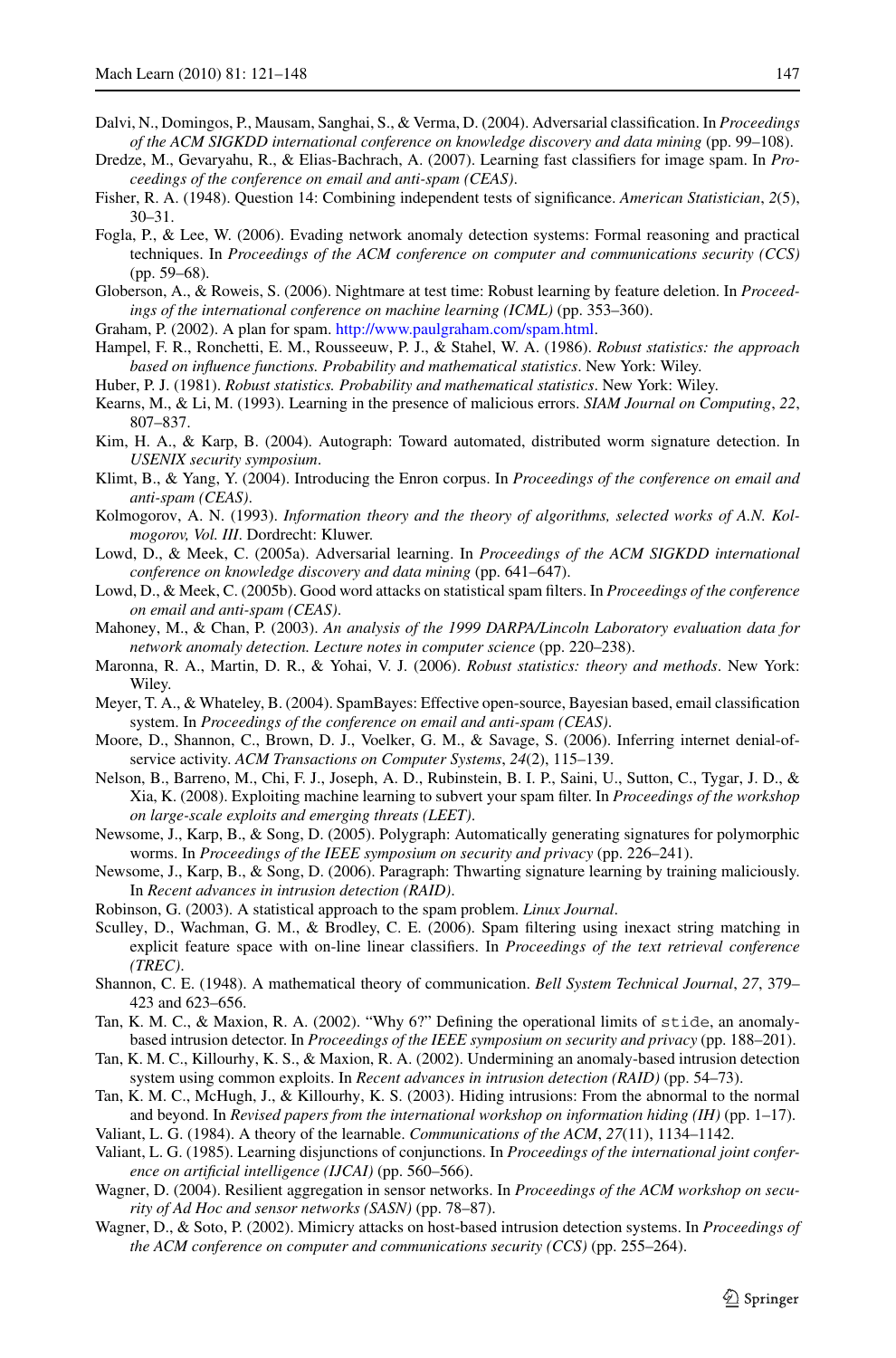Dalvi, N., Domingos, P., Mausam, Sanghai, S., & Verma, D. (2004). Adversarial classification. In *Proceedings of the ACM SIGKDD international conference on knowledge discovery and data mining* (pp. 99–108).

Dredze, M., Gevaryahu, R., & Elias-Bachrach, A. (2007). Learning fast classifiers for image spam. In *Proceedings of the conference on email and anti-spam (CEAS)*.

Fisher, R. A. (1948). Question 14: Combining independent tests of significance. *American Statistician*, *2*(5), 30–31.

Fogla, P., & Lee, W. (2006). Evading network anomaly detection systems: Formal reasoning and practical techniques. In *Proceedings of the ACM conference on computer and communications security (CCS)* (pp. 59–68).

Globerson, A., & Roweis, S. (2006). Nightmare at test time: Robust learning by feature deletion. In *Proceedings of the international conference on machine learning (ICML)* (pp. 353–360).

Graham, P. (2002). A plan for spam. http://www.paulgraham.com/spam.html.

Hampel, F. R., Ronchetti, E. M., Rousseeuw, P. J., & Stahel, W. A. (1986). *Robust statistics: the approach based on influence functions. Probability and mathematical statistics*. New York: Wiley.

Huber, P. J. (1981). *Robust statistics. Probability and mathematical statistics*. New York: Wiley.

Kearns, M., & Li, M. (1993). Learning in the presence of malicious errors. *SIAM Journal on Computing*, *22*, 807–837.

Kim, H. A., & Karp, B. (2004). Autograph: Toward automated, distributed worm signature detection. In *USENIX security symposium*.

Klimt, B., & Yang, Y. (2004). Introducing the Enron corpus. In *Proceedings of the conference on email and anti-spam (CEAS)*.

Kolmogorov, A. N. (1993). *Information theory and the theory of algorithms, selected works of A.N. Kolmogorov, Vol. III*. Dordrecht: Kluwer.

Lowd, D., & Meek, C. (2005a). Adversarial learning. In *Proceedings of the ACM SIGKDD international conference on knowledge discovery and data mining* (pp. 641–647).

Lowd, D., & Meek, C. (2005b). Good word attacks on statistical spam filters. In *Proceedings of the conference on email and anti-spam (CEAS)*.

Mahoney, M., & Chan, P. (2003). *An analysis of the 1999 DARPA/Lincoln Laboratory evaluation data for network anomaly detection. Lecture notes in computer science* (pp. 220–238).

Maronna, R. A., Martin, D. R., & Yohai, V. J. (2006). *Robust statistics: theory and methods*. New York: Wiley.

Meyer, T. A., & Whateley, B. (2004). SpamBayes: Effective open-source, Bayesian based, email classification system. In *Proceedings of the conference on email and anti-spam (CEAS)*.

Moore, D., Shannon, C., Brown, D. J., Voelker, G. M., & Savage, S. (2006). Inferring internet denial-of-service activity. *ACM Transactions on Computer Systems*, *24*(2), 115–139.

Nelson, B., Barreno, M., Chi, F. J., Joseph, A. D., Rubinstein, B. I. P., Saini, U., Sutton, C., Tygar, J. D., & Xia, K. (2008). Exploiting machine learning to subvert your spam filter. In *Proceedings of the workshop on large-scale exploits and emerging threats (LEET)*.

Newsome, J., Karp, B., & Song, D. (2005). Polygraph: Automatically generating signatures for polymorphic worms. In *Proceedings of the IEEE symposium on security and privacy* (pp. 226–241).

Newsome, J., Karp, B., & Song, D. (2006). Paragraph: Thwarting signature learning by training maliciously. In *Recent advances in intrusion detection (RAID)*.

Robinson, G. (2003). A statistical approach to the spam problem. *Linux Journal*.

Sculley, D., Wachman, G. M., & Brodley, C. E. (2006). Spam filtering using inexact string matching in explicit feature space with on-line linear classifiers. In *Proceedings of the text retrieval conference (TREC)*.

Shannon, C. E. (1948). A mathematical theory of communication. *Bell System Technical Journal*, *27*, 379–423 and 623–656.

Tan, K. M. C., & Maxion, R. A. (2002). "Why 6?" Defining the operational limits of `stide`, an anomaly-based intrusion detector. In *Proceedings of the IEEE symposium on security and privacy* (pp. 188–201).

Tan, K. M. C., Killourhy, K. S., & Maxion, R. A. (2002). Undermining an anomaly-based intrusion detection system using common exploits. In *Recent advances in intrusion detection (RAID)* (pp. 54–73).

Tan, K. M. C., McHugh, J., & Killourhy, K. S. (2003). Hiding intrusions: From the abnormal to the normal and beyond. In *Revised papers from the international workshop on information hiding (IH)* (pp. 1–17).

Valiant, L. G. (1984). A theory of the learnable. *Communications of the ACM*, *27*(11), 1134–1142.

Valiant, L. G. (1985). Learning disjunctions of conjunctions. In *Proceedings of the international joint conference on artificial intelligence (IJCAI)* (pp. 560–566).

Wagner, D. (2004). Resilient aggregation in sensor networks. In *Proceedings of the ACM workshop on security of Ad Hoc and sensor networks (SASN)* (pp. 78–87).

Wagner, D., & Soto, P. (2002). Mimicry attacks on host-based intrusion detection systems. In *Proceedings of the ACM conference on computer and communications security (CCS)* (pp. 255–264).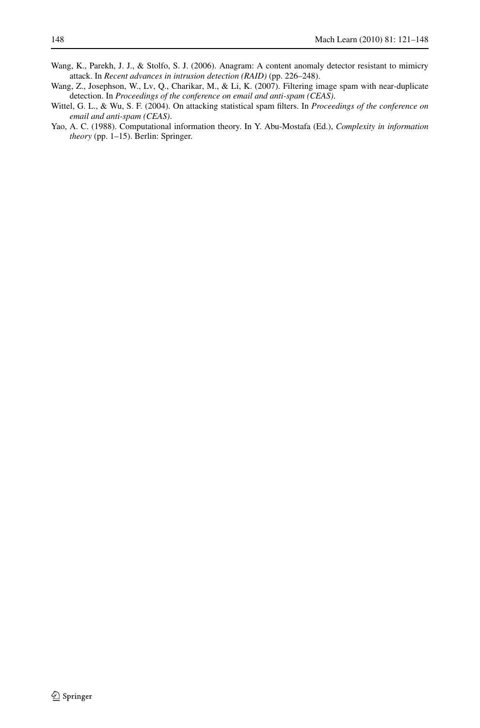Wang, K., Parekh, J. J., & Stolfo, S. J. (2006). Anagram: A content anomaly detector resistant to mimicry attack. In *Recent advances in intrusion detection (RAID)* (pp. 226–248).

Wang, Z., Josephson, W., Lv, Q., Charikar, M., & Li, K. (2007). Filtering image spam with near-duplicate detection. In *Proceedings of the conference on email and anti-spam (CEAS)*.

Wittel, G. L., & Wu, S. F. (2004). On attacking statistical spam filters. In *Proceedings of the conference on email and anti-spam (CEAS)*.

Yao, A. C. (1988). Computational information theory. In Y. Abu-Mostafa (Ed.), *Complexity in information theory* (pp. 1–15). Berlin: Springer.